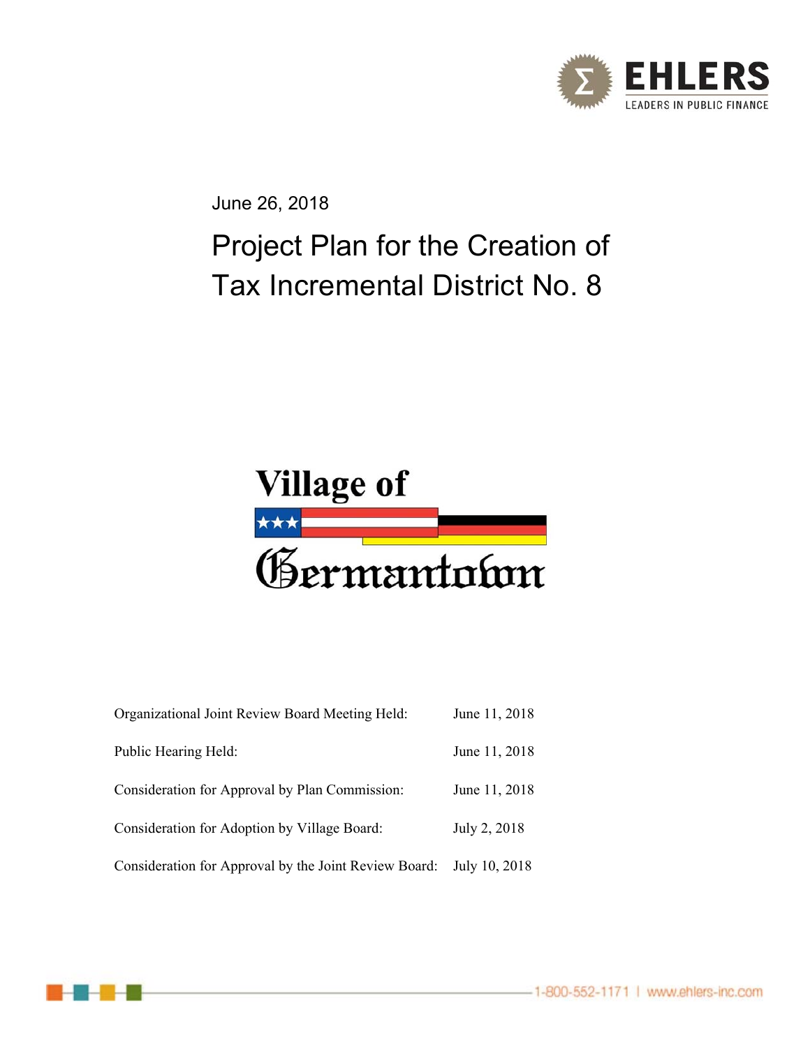EHLERS

LEADERS IN PUBLIC FINANCE

June 26, 2018

# Project Plan for the Creation of Tax Incremental District No. 8

Village of Germantown

| | |
|---|---|
| Organizational Joint Review Board Meeting Held: | June 11, 2018 |
| Public Hearing Held: | June 11, 2018 |
| Consideration for Approval by Plan Commission: | June 11, 2018 |
| Consideration for Adoption by Village Board: | July 2, 2018 |
| Consideration for Approval by the Joint Review Board: | July 10, 2018 |

1-800-552-1171 | www.ehlers-inc.com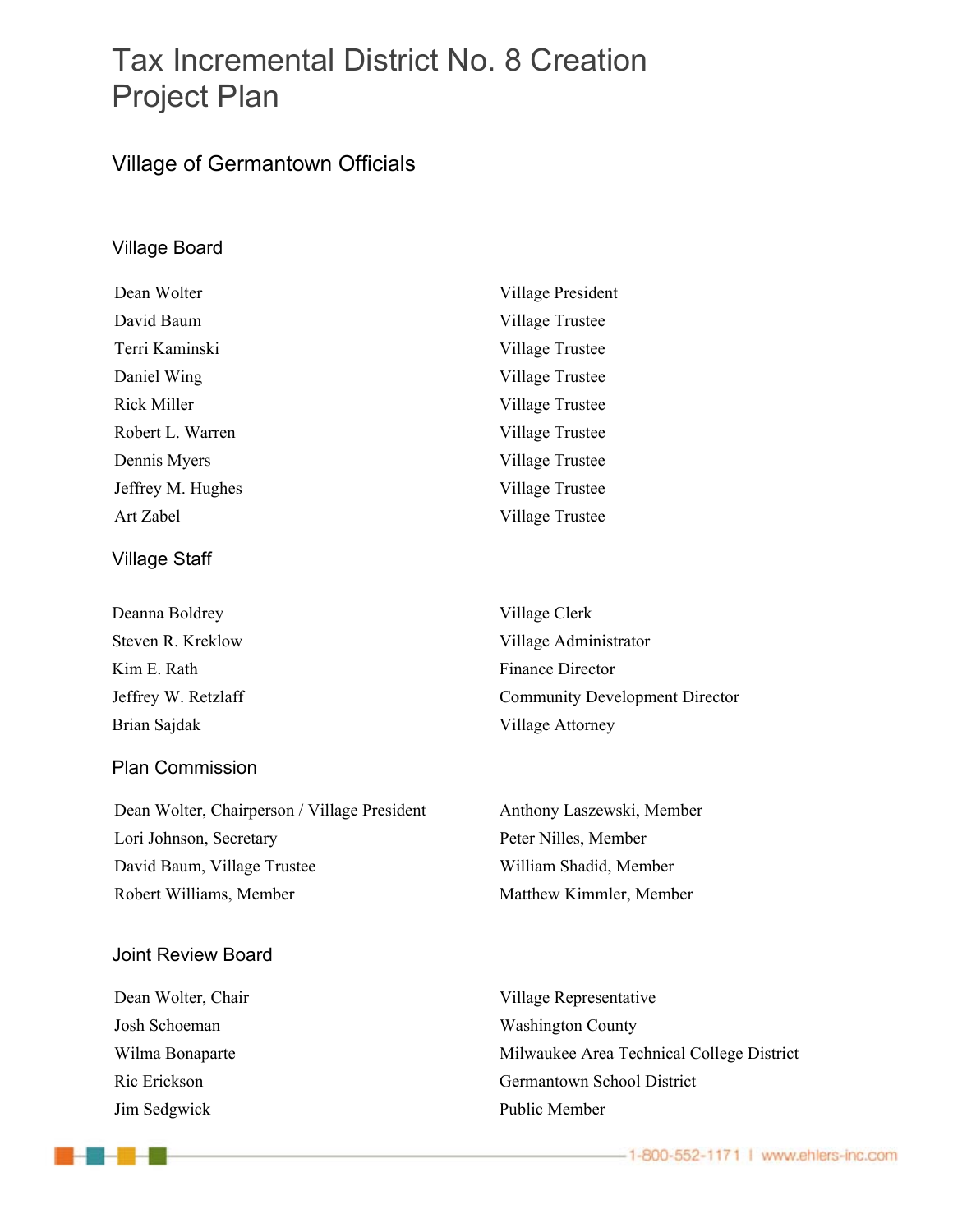# Tax Incremental District No. 8 Creation Project Plan

## Village of Germantown Officials

### Village Board

| | |
|---|---|
| Dean Wolter | Village President |
| David Baum | Village Trustee |
| Terri Kaminski | Village Trustee |
| Daniel Wing | Village Trustee |
| Rick Miller | Village Trustee |
| Robert L. Warren | Village Trustee |
| Dennis Myers | Village Trustee |
| Jeffrey M. Hughes | Village Trustee |
| Art Zabel | Village Trustee |

### Village Staff

| | |
|---|---|
| Deanna Boldrey | Village Clerk |
| Steven R. Kreklow | Village Administrator |
| Kim E. Rath | Finance Director |
| Jeffrey W. Retzlaff | Community Development Director |
| Brian Sajdak | Village Attorney |

### Plan Commission

| | |
|---|---|
| Dean Wolter, Chairperson / Village President | Anthony Laszewski, Member |
| Lori Johnson, Secretary | Peter Nilles, Member |
| David Baum, Village Trustee | William Shadid, Member |
| Robert Williams, Member | Matthew Kimmler, Member |

### Joint Review Board

| | |
|---|---|
| Dean Wolter, Chair | Village Representative |
| Josh Schoeman | Washington County |
| Wilma Bonaparte | Milwaukee Area Technical College District |
| Ric Erickson | Germantown School District |
| Jim Sedgwick | Public Member |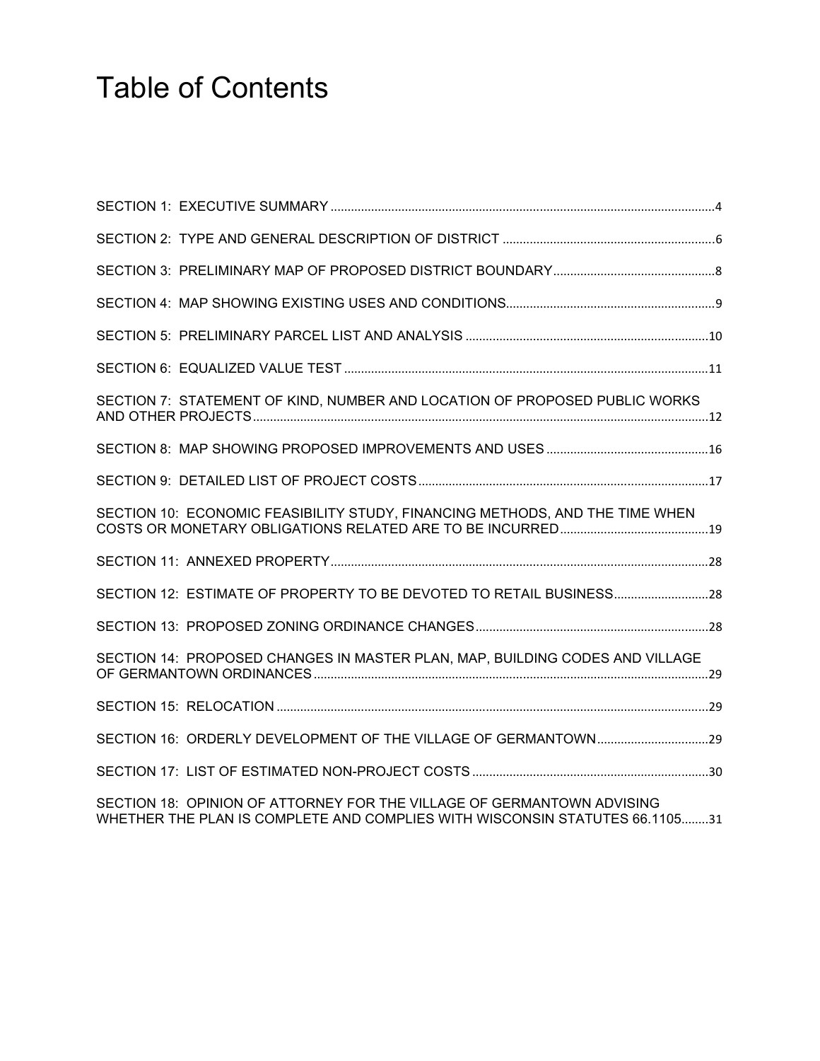# Table of Contents

SECTION 1: EXECUTIVE SUMMARY ....................................................................................................................4

SECTION 2: TYPE AND GENERAL DESCRIPTION OF DISTRICT ..............................................................6

SECTION 3: PRELIMINARY MAP OF PROPOSED DISTRICT BOUNDARY................................................8

SECTION 4: MAP SHOWING EXISTING USES AND CONDITIONS.............................................................9

SECTION 5: PRELIMINARY PARCEL LIST AND ANALYSIS .......................................................................10

SECTION 6: EQUALIZED VALUE TEST ...........................................................................................................11

SECTION 7: STATEMENT OF KIND, NUMBER AND LOCATION OF PROPOSED PUBLIC WORKS AND OTHER PROJECTS.....................................................................................................................................12

SECTION 8: MAP SHOWING PROPOSED IMPROVEMENTS AND USES ................................................16

SECTION 9: DETAILED LIST OF PROJECT COSTS.....................................................................................17

SECTION 10: ECONOMIC FEASIBILITY STUDY, FINANCING METHODS, AND THE TIME WHEN COSTS OR MONETARY OBLIGATIONS RELATED ARE TO BE INCURRED............................................19

SECTION 11: ANNEXED PROPERTY...............................................................................................................28

SECTION 12: ESTIMATE OF PROPERTY TO BE DEVOTED TO RETAIL BUSINESS............................28

SECTION 13: PROPOSED ZONING ORDINANCE CHANGES....................................................................28

SECTION 14: PROPOSED CHANGES IN MASTER PLAN, MAP, BUILDING CODES AND VILLAGE OF GERMANTOWN ORDINANCES...................................................................................................................29

SECTION 15: RELOCATION ..............................................................................................................................29

SECTION 16: ORDERLY DEVELOPMENT OF THE VILLAGE OF GERMANTOWN.................................29

SECTION 17: LIST OF ESTIMATED NON-PROJECT COSTS .....................................................................30

SECTION 18: OPINION OF ATTORNEY FOR THE VILLAGE OF GERMANTOWN ADVISING WHETHER THE PLAN IS COMPLETE AND COMPLIES WITH WISCONSIN STATUTES 66.1105........31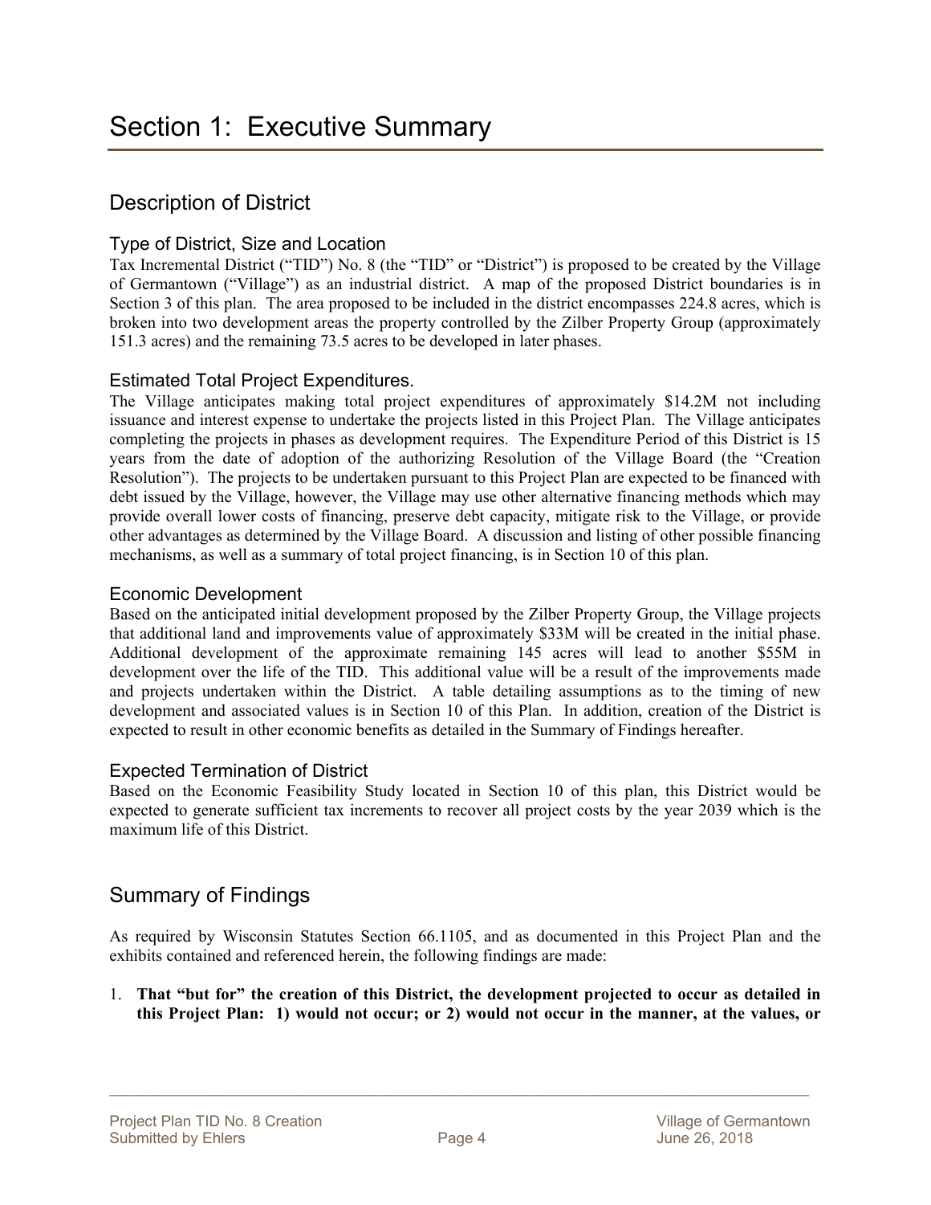# Section 1: Executive Summary

## Description of District

### Type of District, Size and Location

Tax Incremental District ("TID") No. 8 (the "TID" or "District") is proposed to be created by the Village of Germantown ("Village") as an industrial district. A map of the proposed District boundaries is in Section 3 of this plan. The area proposed to be included in the district encompasses 224.8 acres, which is broken into two development areas the property controlled by the Zilber Property Group (approximately 151.3 acres) and the remaining 73.5 acres to be developed in later phases.

### Estimated Total Project Expenditures.

The Village anticipates making total project expenditures of approximately $14.2M not including issuance and interest expense to undertake the projects listed in this Project Plan. The Village anticipates completing the projects in phases as development requires. The Expenditure Period of this District is 15 years from the date of adoption of the authorizing Resolution of the Village Board (the "Creation Resolution"). The projects to be undertaken pursuant to this Project Plan are expected to be financed with debt issued by the Village, however, the Village may use other alternative financing methods which may provide overall lower costs of financing, preserve debt capacity, mitigate risk to the Village, or provide other advantages as determined by the Village Board. A discussion and listing of other possible financing mechanisms, as well as a summary of total project financing, is in Section 10 of this plan.

### Economic Development

Based on the anticipated initial development proposed by the Zilber Property Group, the Village projects that additional land and improvements value of approximately $33M will be created in the initial phase. Additional development of the approximate remaining 145 acres will lead to another $55M in development over the life of the TID. This additional value will be a result of the improvements made and projects undertaken within the District. A table detailing assumptions as to the timing of new development and associated values is in Section 10 of this Plan. In addition, creation of the District is expected to result in other economic benefits as detailed in the Summary of Findings hereafter.

### Expected Termination of District

Based on the Economic Feasibility Study located in Section 10 of this plan, this District would be expected to generate sufficient tax increments to recover all project costs by the year 2039 which is the maximum life of this District.

## Summary of Findings

As required by Wisconsin Statutes Section 66.1105, and as documented in this Project Plan and the exhibits contained and referenced herein, the following findings are made:

1. **That "but for" the creation of this District, the development projected to occur as detailed in this Project Plan: 1) would not occur; or 2) would not occur in the manner, at the values, or**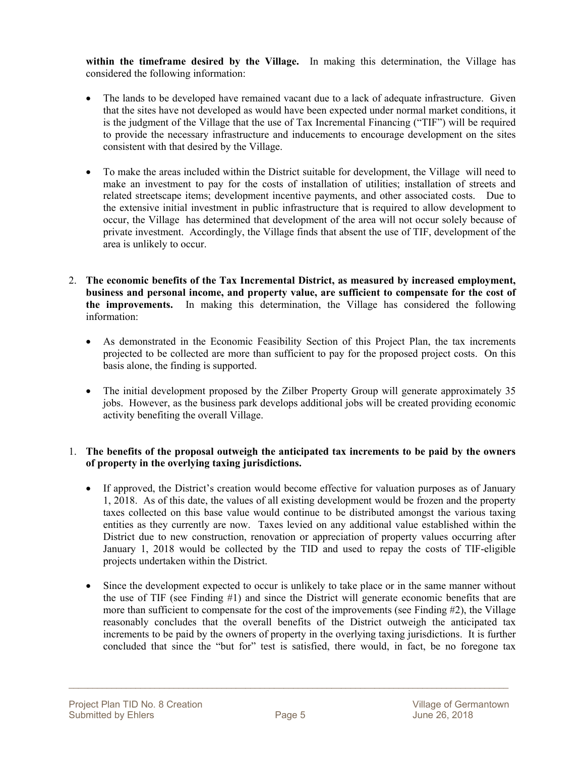**within the timeframe desired by the Village.** In making this determination, the Village has considered the following information:

- The lands to be developed have remained vacant due to a lack of adequate infrastructure. Given that the sites have not developed as would have been expected under normal market conditions, it is the judgment of the Village that the use of Tax Incremental Financing ("TIF") will be required to provide the necessary infrastructure and inducements to encourage development on the sites consistent with that desired by the Village.

- To make the areas included within the District suitable for development, the Village will need to make an investment to pay for the costs of installation of utilities; installation of streets and related streetscape items; development incentive payments, and other associated costs. Due to the extensive initial investment in public infrastructure that is required to allow development to occur, the Village has determined that development of the area will not occur solely because of private investment. Accordingly, the Village finds that absent the use of TIF, development of the area is unlikely to occur.

2. **The economic benefits of the Tax Incremental District, as measured by increased employment, business and personal income, and property value, are sufficient to compensate for the cost of the improvements.** In making this determination, the Village has considered the following information:

   - As demonstrated in the Economic Feasibility Section of this Project Plan, the tax increments projected to be collected are more than sufficient to pay for the proposed project costs. On this basis alone, the finding is supported.

   - The initial development proposed by the Zilber Property Group will generate approximately 35 jobs. However, as the business park develops additional jobs will be created providing economic activity benefiting the overall Village.

1. **The benefits of the proposal outweigh the anticipated tax increments to be paid by the owners of property in the overlying taxing jurisdictions.**

   - If approved, the District's creation would become effective for valuation purposes as of January 1, 2018. As of this date, the values of all existing development would be frozen and the property taxes collected on this base value would continue to be distributed amongst the various taxing entities as they currently are now. Taxes levied on any additional value established within the District due to new construction, renovation or appreciation of property values occurring after January 1, 2018 would be collected by the TID and used to repay the costs of TIF-eligible projects undertaken within the District.

   - Since the development expected to occur is unlikely to take place or in the same manner without the use of TIF (see Finding #1) and since the District will generate economic benefits that are more than sufficient to compensate for the cost of the improvements (see Finding #2), the Village reasonably concludes that the overall benefits of the District outweigh the anticipated tax increments to be paid by the owners of property in the overlying taxing jurisdictions. It is further concluded that since the "but for" test is satisfied, there would, in fact, be no foregone tax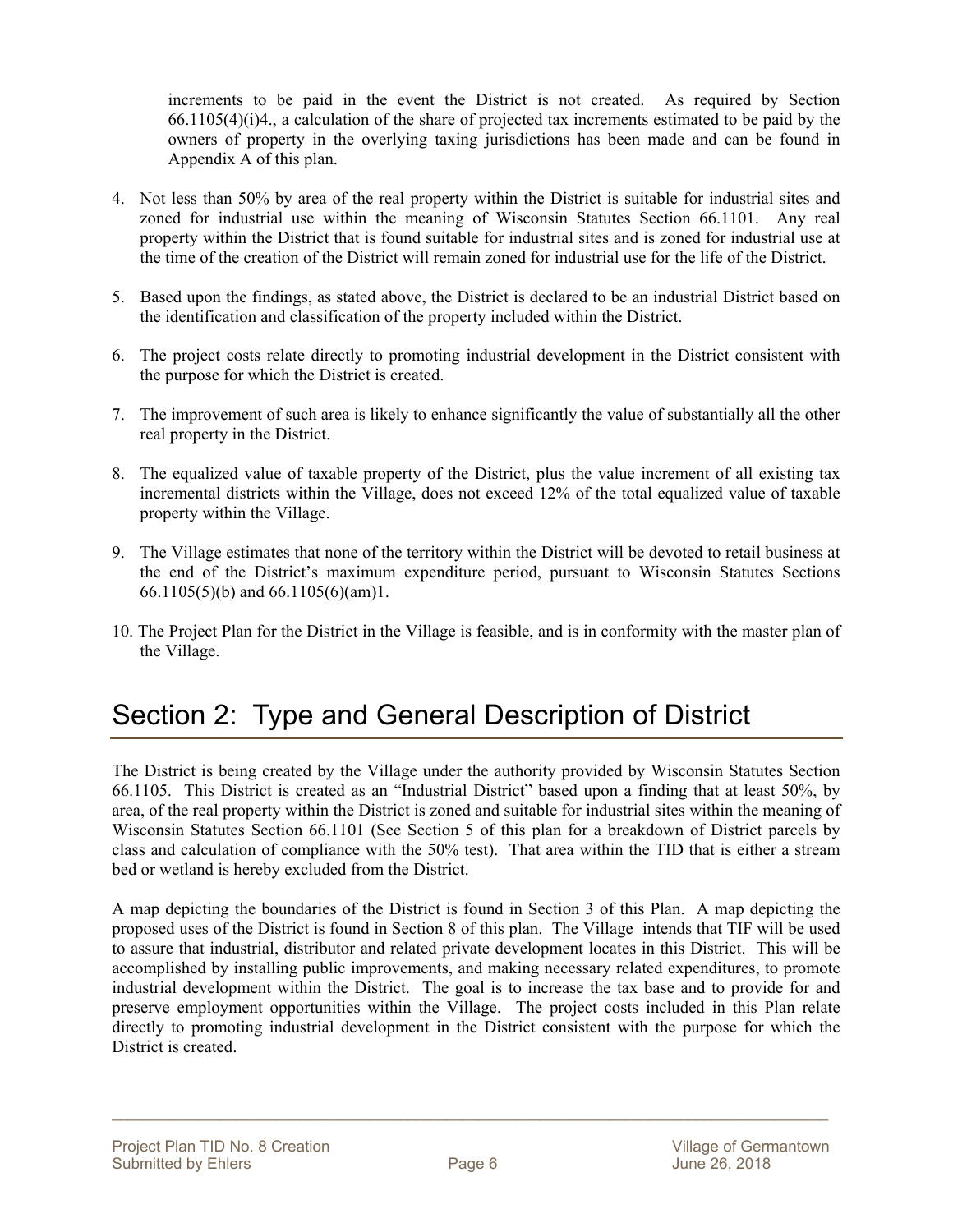increments to be paid in the event the District is not created. As required by Section 66.1105(4)(i)4., a calculation of the share of projected tax increments estimated to be paid by the owners of property in the overlying taxing jurisdictions has been made and can be found in Appendix A of this plan.

4. Not less than 50% by area of the real property within the District is suitable for industrial sites and zoned for industrial use within the meaning of Wisconsin Statutes Section 66.1101. Any real property within the District that is found suitable for industrial sites and is zoned for industrial use at the time of the creation of the District will remain zoned for industrial use for the life of the District.

5. Based upon the findings, as stated above, the District is declared to be an industrial District based on the identification and classification of the property included within the District.

6. The project costs relate directly to promoting industrial development in the District consistent with the purpose for which the District is created.

7. The improvement of such area is likely to enhance significantly the value of substantially all the other real property in the District.

8. The equalized value of taxable property of the District, plus the value increment of all existing tax incremental districts within the Village, does not exceed 12% of the total equalized value of taxable property within the Village.

9. The Village estimates that none of the territory within the District will be devoted to retail business at the end of the District's maximum expenditure period, pursuant to Wisconsin Statutes Sections 66.1105(5)(b) and 66.1105(6)(am)1.

10. The Project Plan for the District in the Village is feasible, and is in conformity with the master plan of the Village.

# Section 2: Type and General Description of District

The District is being created by the Village under the authority provided by Wisconsin Statutes Section 66.1105. This District is created as an "Industrial District" based upon a finding that at least 50%, by area, of the real property within the District is zoned and suitable for industrial sites within the meaning of Wisconsin Statutes Section 66.1101 (See Section 5 of this plan for a breakdown of District parcels by class and calculation of compliance with the 50% test). That area within the TID that is either a stream bed or wetland is hereby excluded from the District.

A map depicting the boundaries of the District is found in Section 3 of this Plan. A map depicting the proposed uses of the District is found in Section 8 of this plan. The Village intends that TIF will be used to assure that industrial, distributor and related private development locates in this District. This will be accomplished by installing public improvements, and making necessary related expenditures, to promote industrial development within the District. The goal is to increase the tax base and to provide for and preserve employment opportunities within the Village. The project costs included in this Plan relate directly to promoting industrial development in the District consistent with the purpose for which the District is created.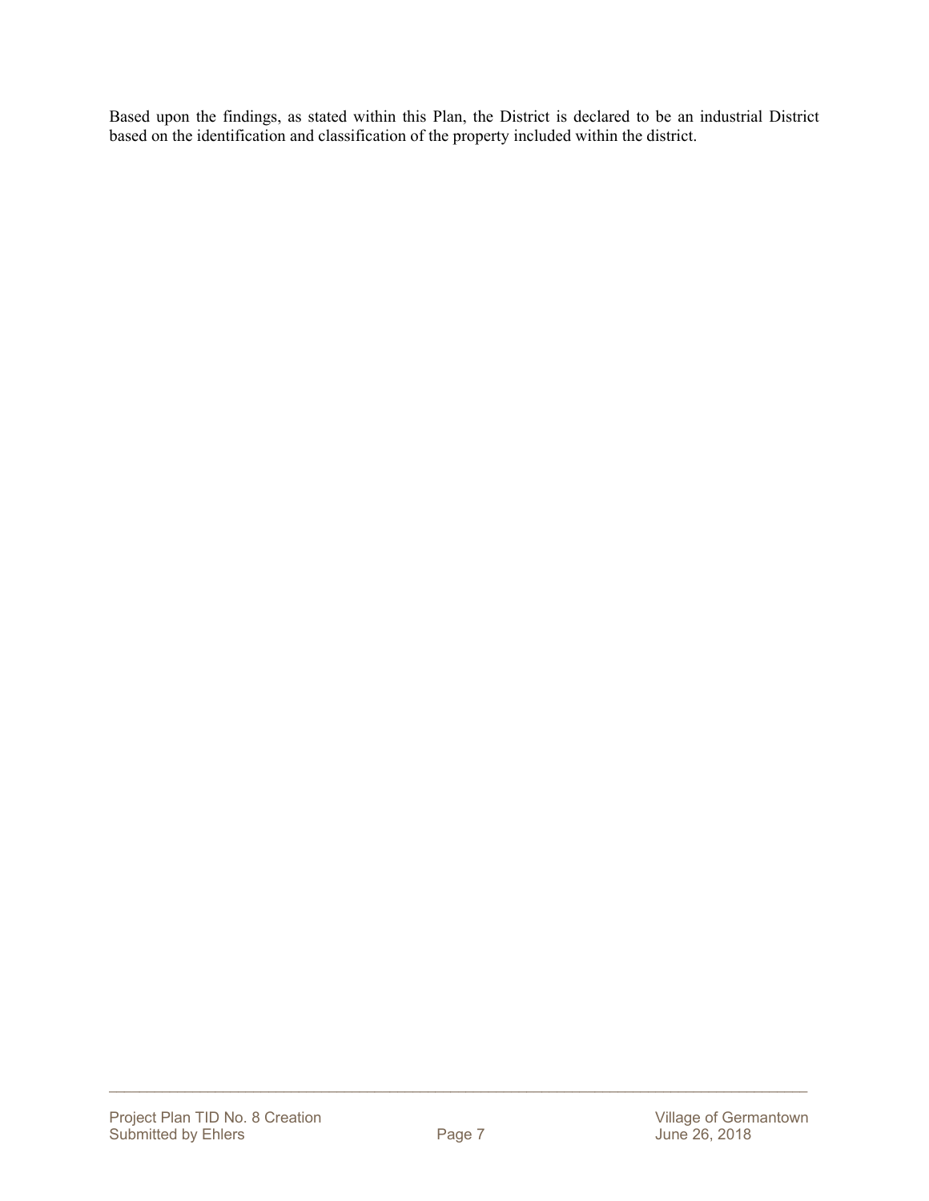Based upon the findings, as stated within this Plan, the District is declared to be an industrial District based on the identification and classification of the property included within the district.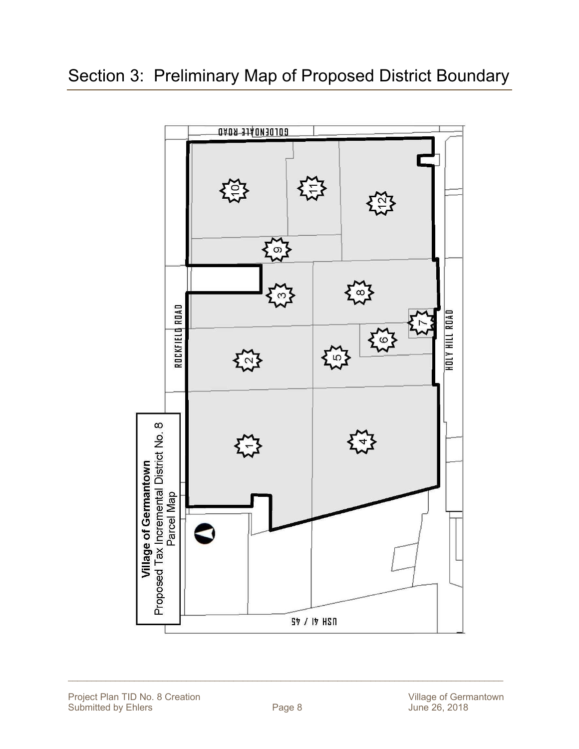# Section 3: Preliminary Map of Proposed District Boundary

**Village of Germantown**
Proposed Tax Incremental District No. 8
Parcel Map

GOLDENDALE ROAD

ROCKFIELD ROAD

HOLY HILL ROAD

USH 41 / 45

1 2 3 4 5 6 7 8 9 10 11 12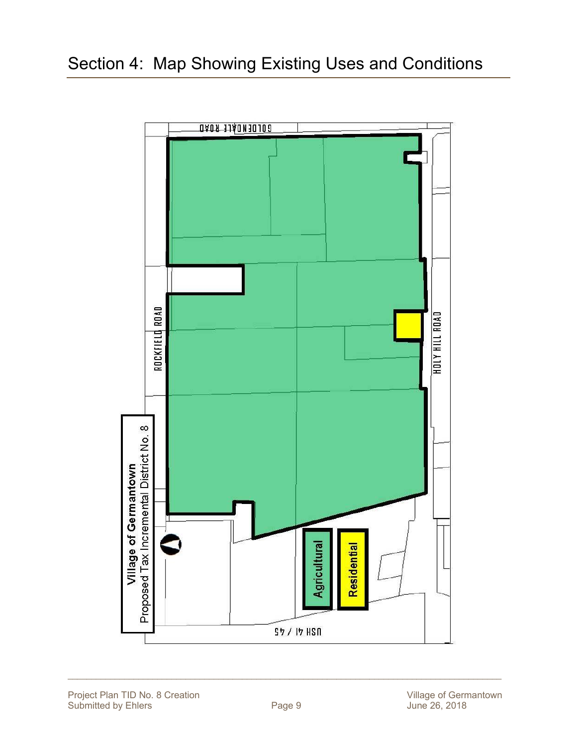# Section 4: Map Showing Existing Uses and Conditions

**Village of Germantown**
Proposed Tax Incremental District No. 8

GOLDENDALE ROAD

ROCKFIELD ROAD

HOLY HILL ROAD

USH 41 / 45

Agricultural

Residential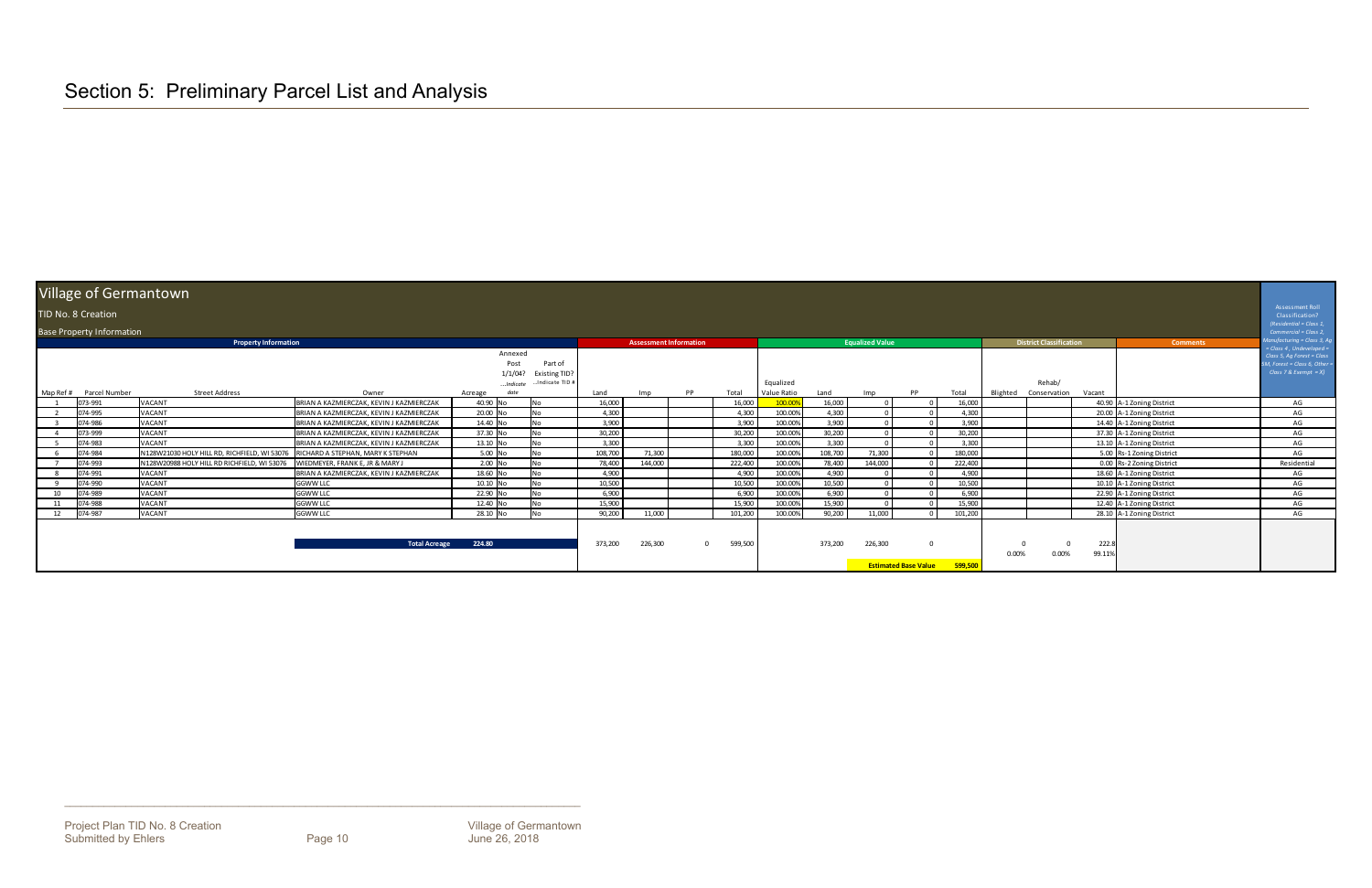# Section 5: Preliminary Parcel List and Analysis

## Village of Germantown

TID No. 8 Creation

Base Property Information

| Property Information | | | | | | | Assessment Information | | | | Equalized Value | | | | | District Classification | | | Comments | Assessment Roll Classification? (Residential = Class 1, Commercial = Class 2, Manufacturing = Class 3, Ag = Class 4 , Undeveloped = Class 5, Ag Forest = Class 5M, Forest = Class 6, Other = Class 7 & Exempt = X) |
|---|---|---|---|---|---|---|---|---|---|---|---|---|---|---|---|---|---|---|---|---|
| Map Ref # | Parcel Number | Street Address | Owner | Acreage | Annexed Post 1/1/04? ....Indicate date | Part of Existing TID? ...Indicate TID # | Land | Imp | PP | Total | Equalized Value Ratio | Land | Imp | PP | Total | Blighted | Rehab/ Conservation | Vacant | | |
| 1 | 073-991 | VACANT | BRIAN A KAZMIERCZAK, KEVIN J KAZMIERCZAK | 40.90 | No | No | 16,000 | | | 16,000 | 100.00% | 16,000 | 0 | 0 | 16,000 | | | 40.90 | A-1 Zoning District | AG |
| 2 | 074-995 | VACANT | BRIAN A KAZMIERCZAK, KEVIN J KAZMIERCZAK | 20.00 | No | No | 4,300 | | | 4,300 | 100.00% | 4,300 | 0 | 0 | 4,300 | | | 20.00 | A-1 Zoning District | AG |
| 3 | 074-986 | VACANT | BRIAN A KAZMIERCZAK, KEVIN J KAZMIERCZAK | 14.40 | No | No | 3,900 | | | 3,900 | 100.00% | 3,900 | 0 | 0 | 3,900 | | | 14.40 | A-1 Zoning District | AG |
| 4 | 073-999 | VACANT | BRIAN A KAZMIERCZAK, KEVIN J KAZMIERCZAK | 37.30 | No | No | 30,200 | | | 30,200 | 100.00% | 30,200 | 0 | 0 | 30,200 | | | 37.30 | A-1 Zoning District | AG |
| 5 | 074-983 | VACANT | BRIAN A KAZMIERCZAK, KEVIN J KAZMIERCZAK | 13.10 | No | No | 3,300 | | | 3,300 | 100.00% | 3,300 | 0 | 0 | 3,300 | | | 13.10 | A-1 Zoning District | AG |
| 6 | 074-984 | N128W21030 HOLY HILL RD, RICHFIELD, WI 53076 | RICHARD A STEPHAN, MARY K STEPHAN | 5.00 | No | No | 108,700 | 71,300 | | 180,000 | 100.00% | 108,700 | 71,300 | 0 | 180,000 | | | 5.00 | Rs-1 Zoning District | AG |
| 7 | 074-993 | N128W20988 HOLY HILL RD RICHFIELD, WI 53076 | WIEDMEYER, FRANK E, JR & MARY J | 2.00 | No | No | 78,400 | 144,000 | | 222,400 | 100.00% | 78,400 | 144,000 | 0 | 222,400 | | | 0.00 | Rs-2 Zoning District | Residential |
| 8 | 074-991 | VACANT | BRIAN A KAZMIERCZAK, KEVIN J KAZMIERCZAK | 18.60 | No | No | 4,900 | | | 4,900 | 100.00% | 4,900 | 0 | 0 | 4,900 | | | 18.60 | A-1 Zoning District | AG |
| 9 | 074-990 | VACANT | GGWW LLC | 10.10 | No | No | 10,500 | | | 10,500 | 100.00% | 10,500 | 0 | 0 | 10,500 | | | 10.10 | A-1 Zoning District | AG |
| 10 | 074-989 | VACANT | GGWW LLC | 22.90 | No | No | 6,900 | | | 6,900 | 100.00% | 6,900 | 0 | 0 | 6,900 | | | 22.90 | A-1 Zoning District | AG |
| 11 | 074-988 | VACANT | GGWW LLC | 12.40 | No | No | 15,900 | | | 15,900 | 100.00% | 15,900 | 0 | 0 | 15,900 | | | 12.40 | A-1 Zoning District | AG |
| 12 | 074-987 | VACANT | GGWW LLC | 28.10 | No | No | 90,200 | 11,000 | | 101,200 | 100.00% | 90,200 | 11,000 | 0 | 101,200 | | | 28.10 | A-1 Zoning District | AG |
| | | | Total Acreage | 224.80 | | | 373,200 | 226,300 | 0 | 599,500 | | 373,200 | 226,300 | 0 | | 0 | 0 | 222.8 | | |
| | | | | | | | | | | | | | | | | 0.00% | 0.00% | 99.11% | | |
| | | | | | | | | | | | | | Estimated Base Value | | 599,500 | | | | | |

Project Plan TID No. 8 Creation
Submitted by Ehlers

Village of Germantown
June 26, 2018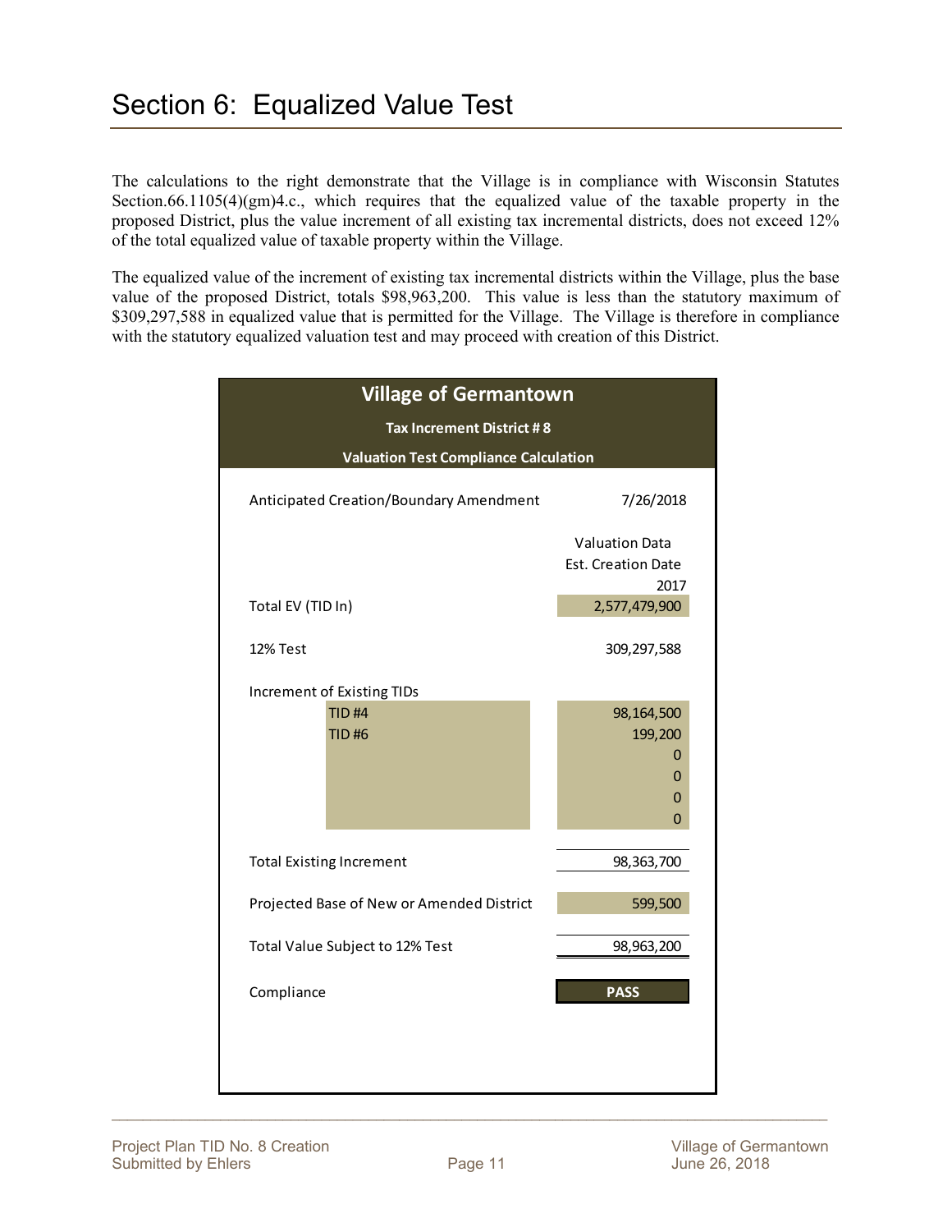# Section 6: Equalized Value Test

The calculations to the right demonstrate that the Village is in compliance with Wisconsin Statutes Section.66.1105(4)(gm)4.c., which requires that the equalized value of the taxable property in the proposed District, plus the value increment of all existing tax incremental districts, does not exceed 12% of the total equalized value of taxable property within the Village.

The equalized value of the increment of existing tax incremental districts within the Village, plus the base value of the proposed District, totals $98,963,200. This value is less than the statutory maximum of $309,297,588 in equalized value that is permitted for the Village. The Village is therefore in compliance with the statutory equalized valuation test and may proceed with creation of this District.

**Village of Germantown**

**Tax Increment District # 8**

**Valuation Test Compliance Calculation**

| | |
|---|---|
| Anticipated Creation/Boundary Amendment | 7/26/2018 |
| | Valuation Data Est. Creation Date 2017 |
| Total EV (TID In) | 2,577,479,900 |
| 12% Test | 309,297,588 |
| Increment of Existing TIDs | |
| TID #4 | 98,164,500 |
| TID #6 | 199,200 |
| | 0 |
| | 0 |
| | 0 |
| | 0 |
| Total Existing Increment | 98,363,700 |
| Projected Base of New or Amended District | 599,500 |
| Total Value Subject to 12% Test | 98,963,200 |
| Compliance | **PASS** |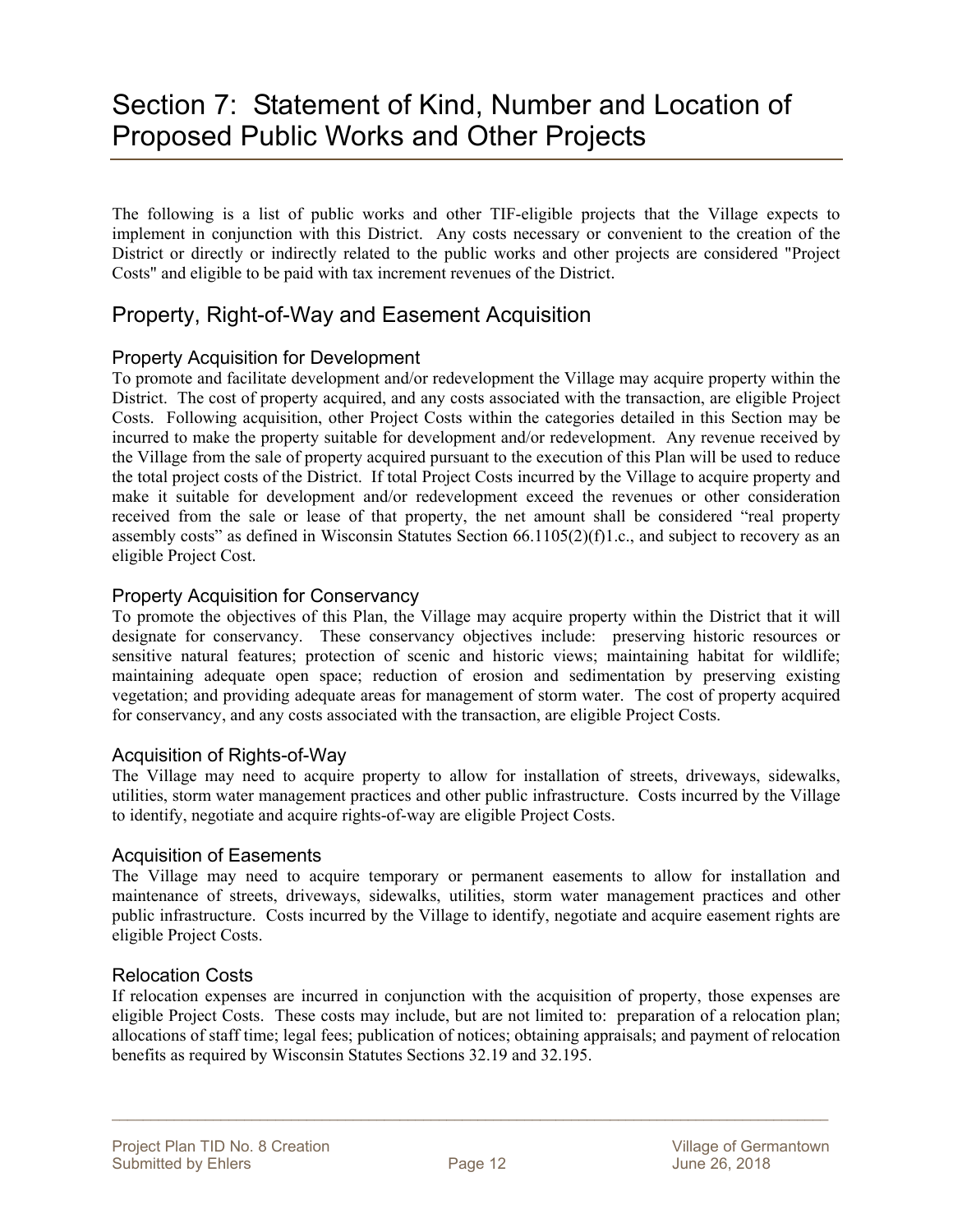# Section 7: Statement of Kind, Number and Location of Proposed Public Works and Other Projects

The following is a list of public works and other TIF-eligible projects that the Village expects to implement in conjunction with this District. Any costs necessary or convenient to the creation of the District or directly or indirectly related to the public works and other projects are considered "Project Costs" and eligible to be paid with tax increment revenues of the District.

## Property, Right-of-Way and Easement Acquisition

### Property Acquisition for Development

To promote and facilitate development and/or redevelopment the Village may acquire property within the District. The cost of property acquired, and any costs associated with the transaction, are eligible Project Costs. Following acquisition, other Project Costs within the categories detailed in this Section may be incurred to make the property suitable for development and/or redevelopment. Any revenue received by the Village from the sale of property acquired pursuant to the execution of this Plan will be used to reduce the total project costs of the District. If total Project Costs incurred by the Village to acquire property and make it suitable for development and/or redevelopment exceed the revenues or other consideration received from the sale or lease of that property, the net amount shall be considered "real property assembly costs" as defined in Wisconsin Statutes Section 66.1105(2)(f)1.c., and subject to recovery as an eligible Project Cost.

### Property Acquisition for Conservancy

To promote the objectives of this Plan, the Village may acquire property within the District that it will designate for conservancy. These conservancy objectives include: preserving historic resources or sensitive natural features; protection of scenic and historic views; maintaining habitat for wildlife; maintaining adequate open space; reduction of erosion and sedimentation by preserving existing vegetation; and providing adequate areas for management of storm water. The cost of property acquired for conservancy, and any costs associated with the transaction, are eligible Project Costs.

### Acquisition of Rights-of-Way

The Village may need to acquire property to allow for installation of streets, driveways, sidewalks, utilities, storm water management practices and other public infrastructure. Costs incurred by the Village to identify, negotiate and acquire rights-of-way are eligible Project Costs.

### Acquisition of Easements

The Village may need to acquire temporary or permanent easements to allow for installation and maintenance of streets, driveways, sidewalks, utilities, storm water management practices and other public infrastructure. Costs incurred by the Village to identify, negotiate and acquire easement rights are eligible Project Costs.

### Relocation Costs

If relocation expenses are incurred in conjunction with the acquisition of property, those expenses are eligible Project Costs. These costs may include, but are not limited to: preparation of a relocation plan; allocations of staff time; legal fees; publication of notices; obtaining appraisals; and payment of relocation benefits as required by Wisconsin Statutes Sections 32.19 and 32.195.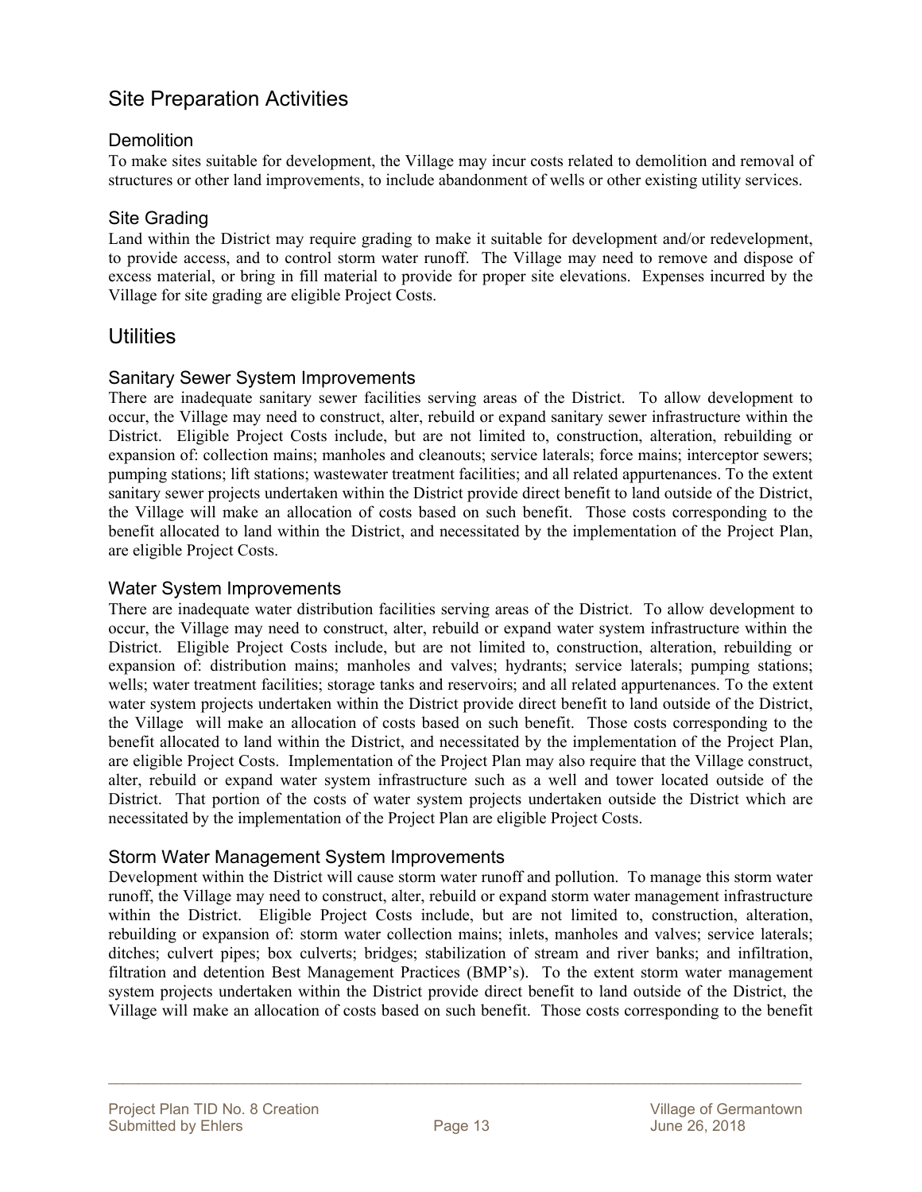## Site Preparation Activities

### Demolition

To make sites suitable for development, the Village may incur costs related to demolition and removal of structures or other land improvements, to include abandonment of wells or other existing utility services.

### Site Grading

Land within the District may require grading to make it suitable for development and/or redevelopment, to provide access, and to control storm water runoff. The Village may need to remove and dispose of excess material, or bring in fill material to provide for proper site elevations. Expenses incurred by the Village for site grading are eligible Project Costs.

## Utilities

### Sanitary Sewer System Improvements

There are inadequate sanitary sewer facilities serving areas of the District. To allow development to occur, the Village may need to construct, alter, rebuild or expand sanitary sewer infrastructure within the District. Eligible Project Costs include, but are not limited to, construction, alteration, rebuilding or expansion of: collection mains; manholes and cleanouts; service laterals; force mains; interceptor sewers; pumping stations; lift stations; wastewater treatment facilities; and all related appurtenances. To the extent sanitary sewer projects undertaken within the District provide direct benefit to land outside of the District, the Village will make an allocation of costs based on such benefit. Those costs corresponding to the benefit allocated to land within the District, and necessitated by the implementation of the Project Plan, are eligible Project Costs.

### Water System Improvements

There are inadequate water distribution facilities serving areas of the District. To allow development to occur, the Village may need to construct, alter, rebuild or expand water system infrastructure within the District. Eligible Project Costs include, but are not limited to, construction, alteration, rebuilding or expansion of: distribution mains; manholes and valves; hydrants; service laterals; pumping stations; wells; water treatment facilities; storage tanks and reservoirs; and all related appurtenances. To the extent water system projects undertaken within the District provide direct benefit to land outside of the District, the Village will make an allocation of costs based on such benefit. Those costs corresponding to the benefit allocated to land within the District, and necessitated by the implementation of the Project Plan, are eligible Project Costs. Implementation of the Project Plan may also require that the Village construct, alter, rebuild or expand water system infrastructure such as a well and tower located outside of the District. That portion of the costs of water system projects undertaken outside the District which are necessitated by the implementation of the Project Plan are eligible Project Costs.

### Storm Water Management System Improvements

Development within the District will cause storm water runoff and pollution. To manage this storm water runoff, the Village may need to construct, alter, rebuild or expand storm water management infrastructure within the District. Eligible Project Costs include, but are not limited to, construction, alteration, rebuilding or expansion of: storm water collection mains; inlets, manholes and valves; service laterals; ditches; culvert pipes; box culverts; bridges; stabilization of stream and river banks; and infiltration, filtration and detention Best Management Practices (BMP's). To the extent storm water management system projects undertaken within the District provide direct benefit to land outside of the District, the Village will make an allocation of costs based on such benefit. Those costs corresponding to the benefit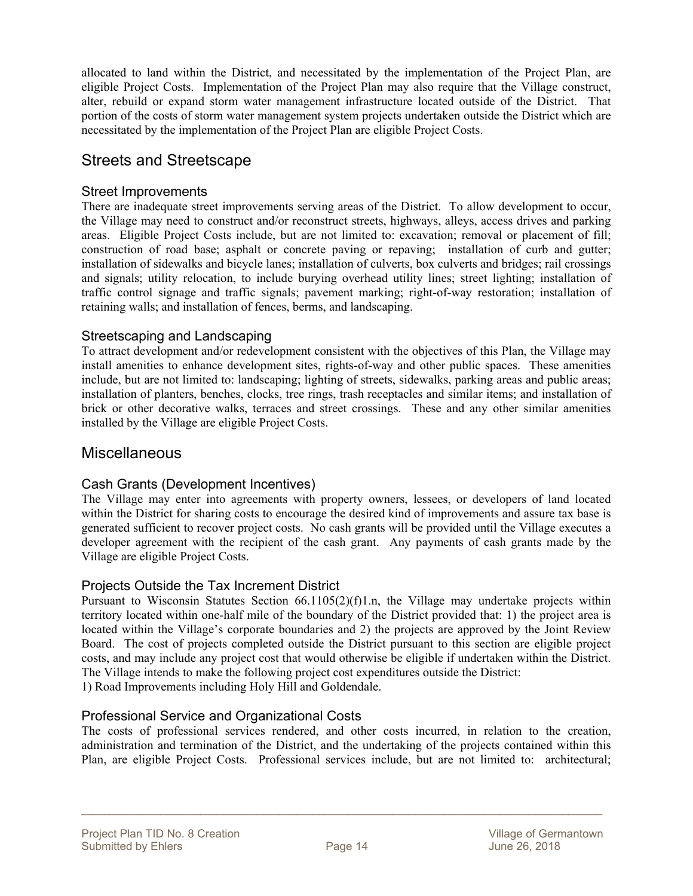allocated to land within the District, and necessitated by the implementation of the Project Plan, are eligible Project Costs. Implementation of the Project Plan may also require that the Village construct, alter, rebuild or expand storm water management infrastructure located outside of the District. That portion of the costs of storm water management system projects undertaken outside the District which are necessitated by the implementation of the Project Plan are eligible Project Costs.

## Streets and Streetscape

### Street Improvements

There are inadequate street improvements serving areas of the District. To allow development to occur, the Village may need to construct and/or reconstruct streets, highways, alleys, access drives and parking areas. Eligible Project Costs include, but are not limited to: excavation; removal or placement of fill; construction of road base; asphalt or concrete paving or repaving; installation of curb and gutter; installation of sidewalks and bicycle lanes; installation of culverts, box culverts and bridges; rail crossings and signals; utility relocation, to include burying overhead utility lines; street lighting; installation of traffic control signage and traffic signals; pavement marking; right-of-way restoration; installation of retaining walls; and installation of fences, berms, and landscaping.

### Streetscaping and Landscaping

To attract development and/or redevelopment consistent with the objectives of this Plan, the Village may install amenities to enhance development sites, rights-of-way and other public spaces. These amenities include, but are not limited to: landscaping; lighting of streets, sidewalks, parking areas and public areas; installation of planters, benches, clocks, tree rings, trash receptacles and similar items; and installation of brick or other decorative walks, terraces and street crossings. These and any other similar amenities installed by the Village are eligible Project Costs.

## Miscellaneous

### Cash Grants (Development Incentives)

The Village may enter into agreements with property owners, lessees, or developers of land located within the District for sharing costs to encourage the desired kind of improvements and assure tax base is generated sufficient to recover project costs. No cash grants will be provided until the Village executes a developer agreement with the recipient of the cash grant. Any payments of cash grants made by the Village are eligible Project Costs.

### Projects Outside the Tax Increment District

Pursuant to Wisconsin Statutes Section 66.1105(2)(f)1.n, the Village may undertake projects within territory located within one-half mile of the boundary of the District provided that: 1) the project area is located within the Village's corporate boundaries and 2) the projects are approved by the Joint Review Board. The cost of projects completed outside the District pursuant to this section are eligible project costs, and may include any project cost that would otherwise be eligible if undertaken within the District. The Village intends to make the following project cost expenditures outside the District:

1) Road Improvements including Holy Hill and Goldendale.

### Professional Service and Organizational Costs

The costs of professional services rendered, and other costs incurred, in relation to the creation, administration and termination of the District, and the undertaking of the projects contained within this Plan, are eligible Project Costs. Professional services include, but are not limited to: architectural;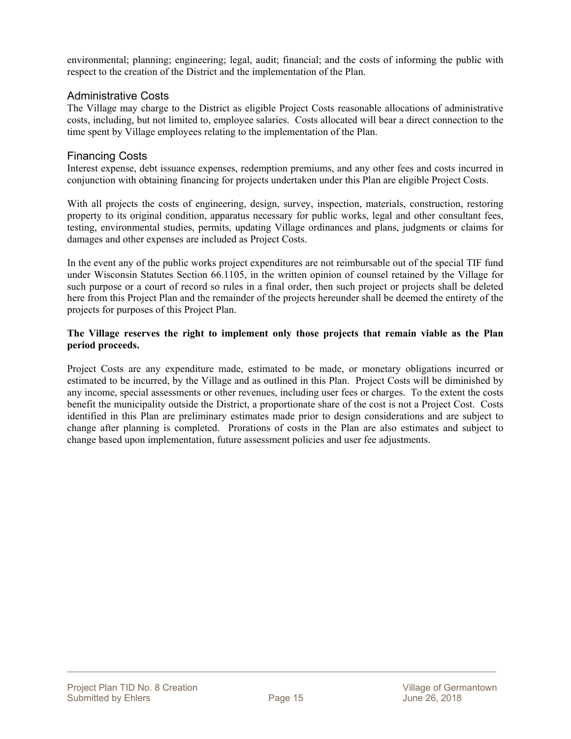environmental; planning; engineering; legal, audit; financial; and the costs of informing the public with respect to the creation of the District and the implementation of the Plan.

### Administrative Costs

The Village may charge to the District as eligible Project Costs reasonable allocations of administrative costs, including, but not limited to, employee salaries. Costs allocated will bear a direct connection to the time spent by Village employees relating to the implementation of the Plan.

### Financing Costs

Interest expense, debt issuance expenses, redemption premiums, and any other fees and costs incurred in conjunction with obtaining financing for projects undertaken under this Plan are eligible Project Costs.

With all projects the costs of engineering, design, survey, inspection, materials, construction, restoring property to its original condition, apparatus necessary for public works, legal and other consultant fees, testing, environmental studies, permits, updating Village ordinances and plans, judgments or claims for damages and other expenses are included as Project Costs.

In the event any of the public works project expenditures are not reimbursable out of the special TIF fund under Wisconsin Statutes Section 66.1105, in the written opinion of counsel retained by the Village for such purpose or a court of record so rules in a final order, then such project or projects shall be deleted here from this Project Plan and the remainder of the projects hereunder shall be deemed the entirety of the projects for purposes of this Project Plan.

**The Village reserves the right to implement only those projects that remain viable as the Plan period proceeds.**

Project Costs are any expenditure made, estimated to be made, or monetary obligations incurred or estimated to be incurred, by the Village and as outlined in this Plan. Project Costs will be diminished by any income, special assessments or other revenues, including user fees or charges. To the extent the costs benefit the municipality outside the District, a proportionate share of the cost is not a Project Cost. Costs identified in this Plan are preliminary estimates made prior to design considerations and are subject to change after planning is completed. Prorations of costs in the Plan are also estimates and subject to change based upon implementation, future assessment policies and user fee adjustments.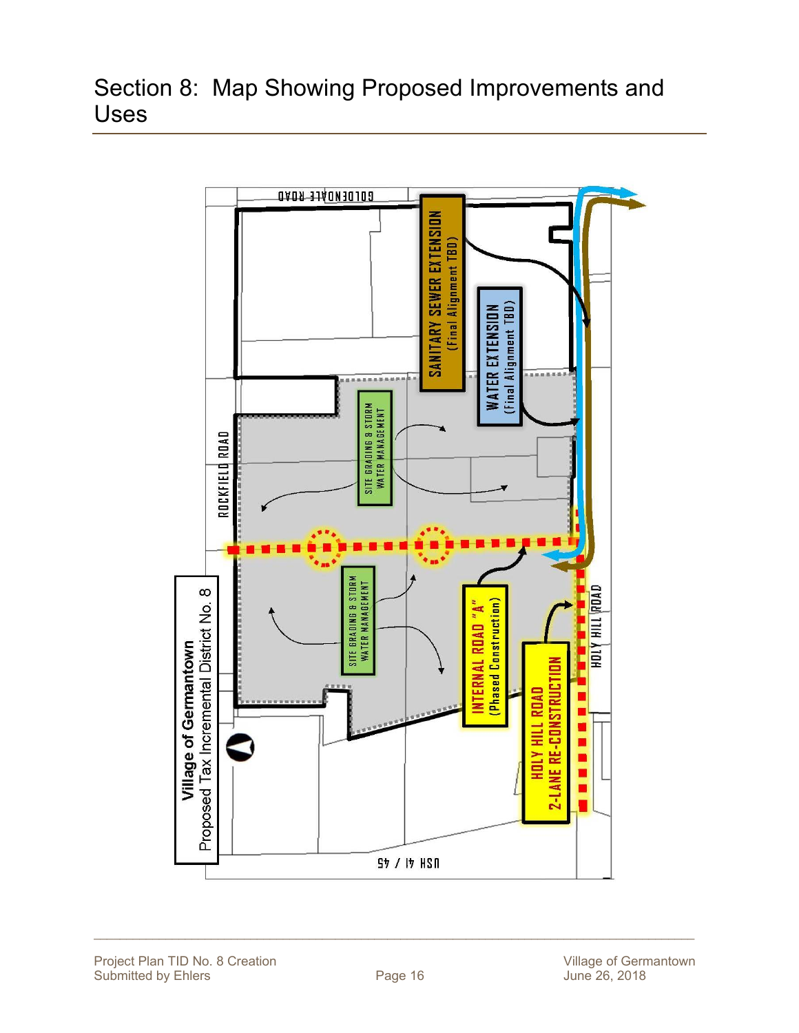# Section 8: Map Showing Proposed Improvements and Uses

GOLDENDALE ROAD

SANITARY SEWER EXTENSION
(Final Alignment TBD)

WATER EXTENSION
(Final Alignment TBD)

ROCKFIELD ROAD

SITE GRADING & STORM WATER MANAGEMENT

SITE GRADING & STORM WATER MANAGEMENT

INTERNAL ROAD "A"
(Phased Construction)

HOLY HILL ROAD
2-LANE RE-CONSTRUCTION

HOLY HILL ROAD

USH 41 / 45

**Village of Germantown**
Proposed Tax Incremental District No. 8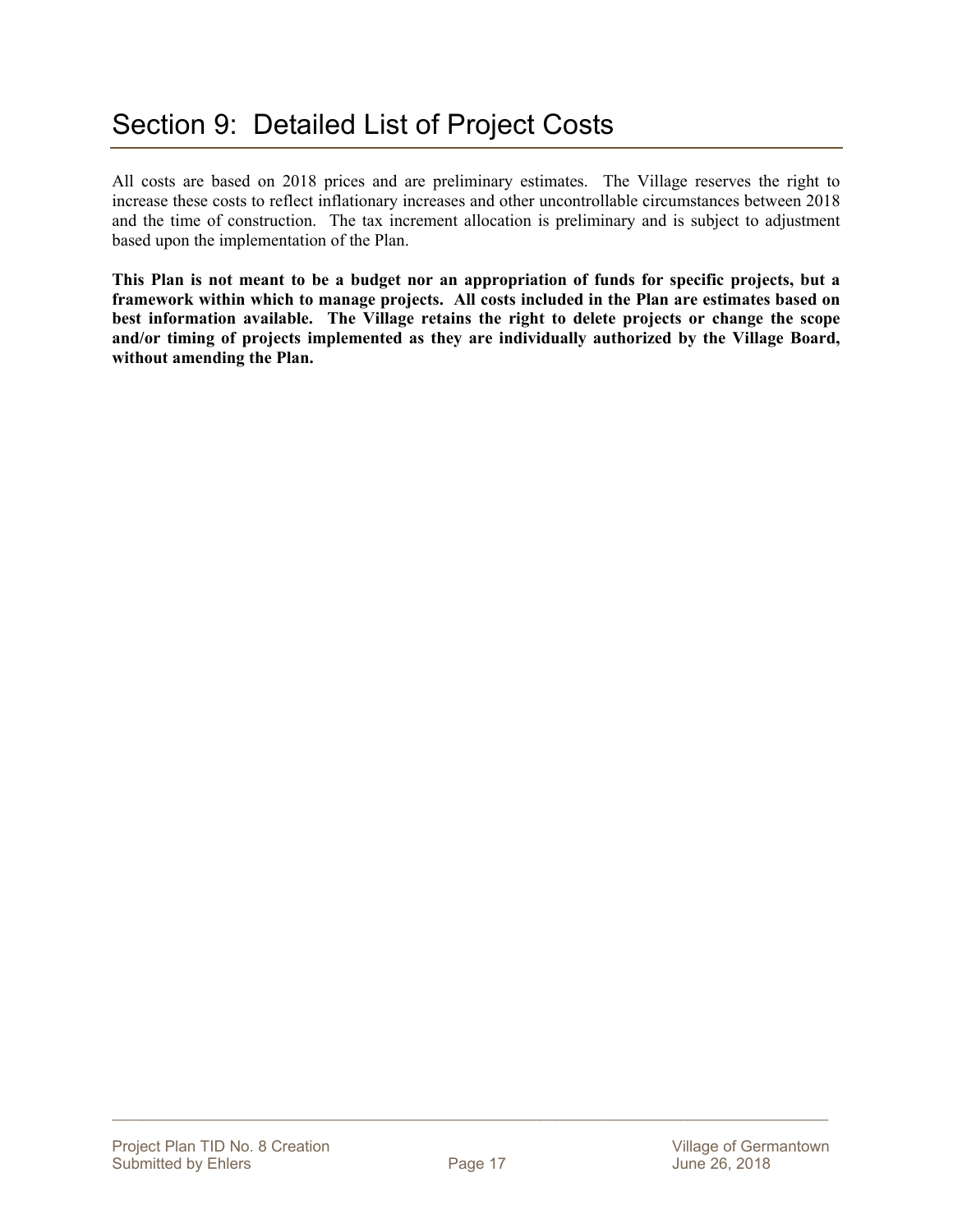# Section 9: Detailed List of Project Costs

All costs are based on 2018 prices and are preliminary estimates. The Village reserves the right to increase these costs to reflect inflationary increases and other uncontrollable circumstances between 2018 and the time of construction. The tax increment allocation is preliminary and is subject to adjustment based upon the implementation of the Plan.

**This Plan is not meant to be a budget nor an appropriation of funds for specific projects, but a framework within which to manage projects. All costs included in the Plan are estimates based on best information available. The Village retains the right to delete projects or change the scope and/or timing of projects implemented as they are individually authorized by the Village Board, without amending the Plan.**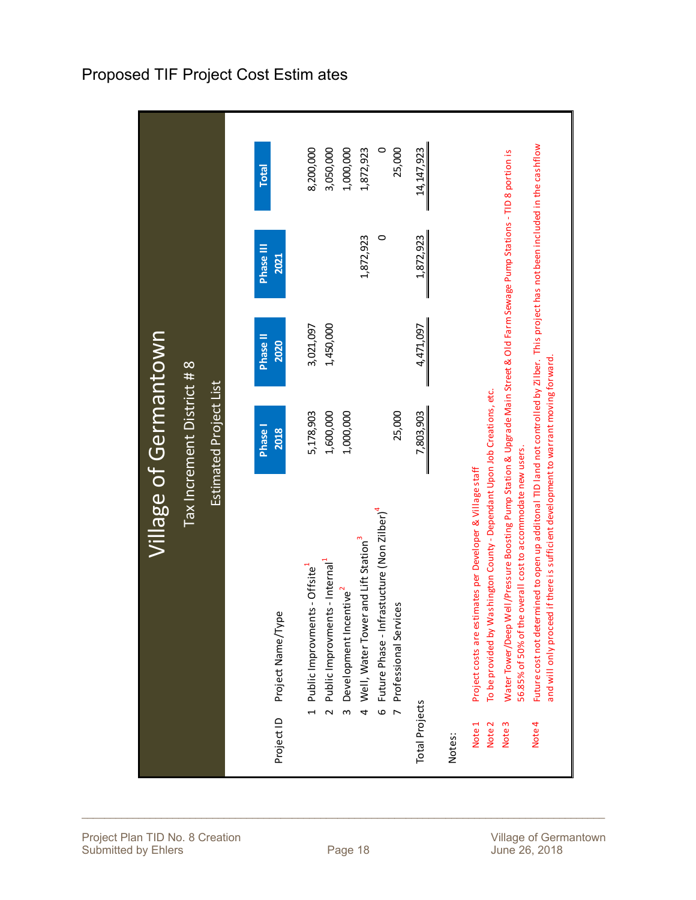# Proposed TIF Project Cost Estimates

## Village of Germantown

### Tax Increment District # 8

### Estimated Project List

| Project ID | Project Name/Type | Phase I 2018 | Phase II 2020 | Phase III 2021 | Total |
|---|---|---|---|---|---|
| 1 | Public Improvments - Offsite[1] | 5,178,903 | 3,021,097 | | 8,200,000 |
| 2 | Public Improvments - Internal[1] | 1,600,000 | 1,450,000 | | 3,050,000 |
| 3 | Development Incentive[2] | 1,000,000 | | | 1,000,000 |
| 4 | Well, Water Tower and Lift Station[3] | | | 1,872,923 | 1,872,923 |
| 6 | Future Phase - Infrastucture (Non Zilber)[4] | | | 0 | 0 |
| 7 | Professional Services | 25,000 | | | 25,000 |
| Total Projects | | 7,803,903 | 4,471,097 | 1,872,923 | 14,147,923 |

Notes:

Note 1 Project costs are estimates per Developer & Village staff

Note 2 To be provided by Washington County - Dependant Upon Job Creations, etc.

Note 3 Water Tower/Deep Well/Pressure Boosting Pump Station & Upgrade Main Street & Old Farm Sewage Pump Stations - TID 8 portion is 56.85% of 50% of the overall cost to accommodate new users.

Note 4 Future cost not determined to open up additonal TID land not controlled by Zilber. This project has not been included in the cashflow and will only proceed if there is sufficient development to warrant moving forward.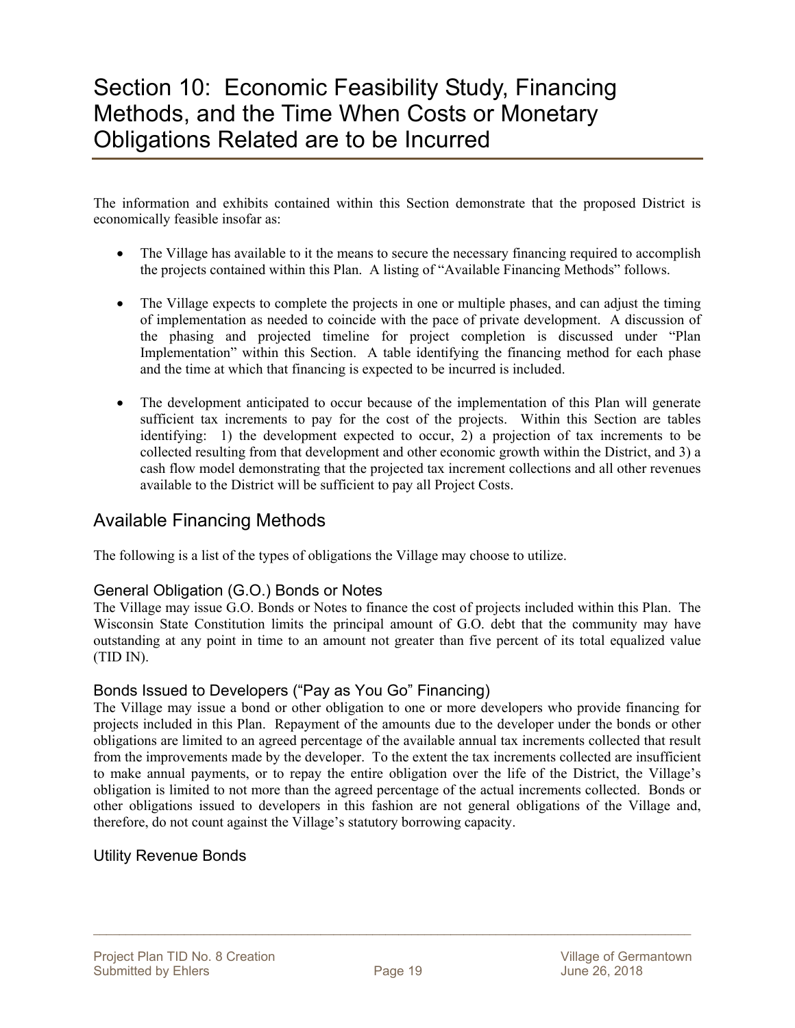# Section 10: Economic Feasibility Study, Financing Methods, and the Time When Costs or Monetary Obligations Related are to be Incurred

The information and exhibits contained within this Section demonstrate that the proposed District is economically feasible insofar as:

- The Village has available to it the means to secure the necessary financing required to accomplish the projects contained within this Plan. A listing of "Available Financing Methods" follows.

- The Village expects to complete the projects in one or multiple phases, and can adjust the timing of implementation as needed to coincide with the pace of private development. A discussion of the phasing and projected timeline for project completion is discussed under "Plan Implementation" within this Section. A table identifying the financing method for each phase and the time at which that financing is expected to be incurred is included.

- The development anticipated to occur because of the implementation of this Plan will generate sufficient tax increments to pay for the cost of the projects. Within this Section are tables identifying: 1) the development expected to occur, 2) a projection of tax increments to be collected resulting from that development and other economic growth within the District, and 3) a cash flow model demonstrating that the projected tax increment collections and all other revenues available to the District will be sufficient to pay all Project Costs.

## Available Financing Methods

The following is a list of the types of obligations the Village may choose to utilize.

### General Obligation (G.O.) Bonds or Notes

The Village may issue G.O. Bonds or Notes to finance the cost of projects included within this Plan. The Wisconsin State Constitution limits the principal amount of G.O. debt that the community may have outstanding at any point in time to an amount not greater than five percent of its total equalized value (TID IN).

### Bonds Issued to Developers ("Pay as You Go" Financing)

The Village may issue a bond or other obligation to one or more developers who provide financing for projects included in this Plan. Repayment of the amounts due to the developer under the bonds or other obligations are limited to an agreed percentage of the available annual tax increments collected that result from the improvements made by the developer. To the extent the tax increments collected are insufficient to make annual payments, or to repay the entire obligation over the life of the District, the Village's obligation is limited to not more than the agreed percentage of the actual increments collected. Bonds or other obligations issued to developers in this fashion are not general obligations of the Village and, therefore, do not count against the Village's statutory borrowing capacity.

### Utility Revenue Bonds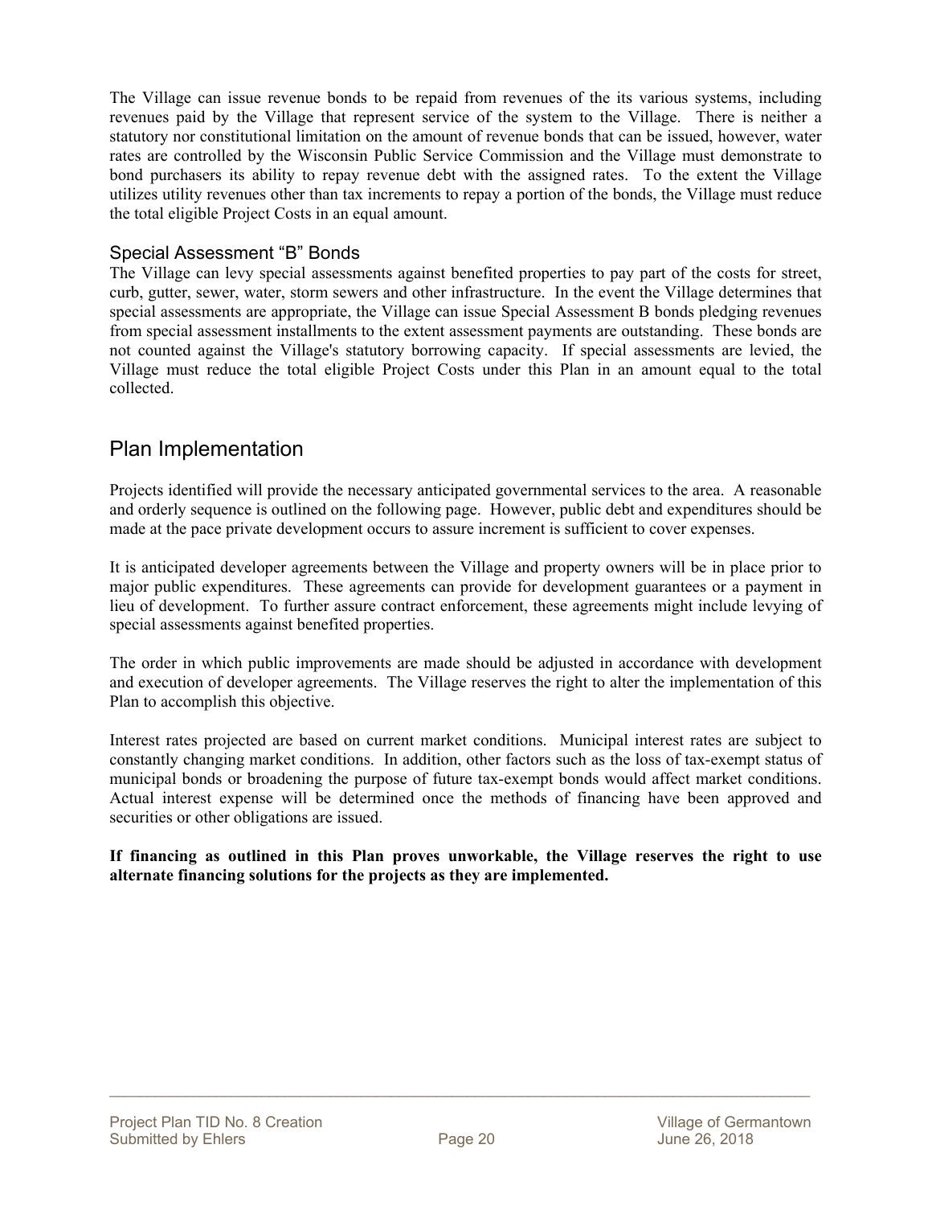The Village can issue revenue bonds to be repaid from revenues of the its various systems, including revenues paid by the Village that represent service of the system to the Village. There is neither a statutory nor constitutional limitation on the amount of revenue bonds that can be issued, however, water rates are controlled by the Wisconsin Public Service Commission and the Village must demonstrate to bond purchasers its ability to repay revenue debt with the assigned rates. To the extent the Village utilizes utility revenues other than tax increments to repay a portion of the bonds, the Village must reduce the total eligible Project Costs in an equal amount.

### Special Assessment "B" Bonds

The Village can levy special assessments against benefited properties to pay part of the costs for street, curb, gutter, sewer, water, storm sewers and other infrastructure. In the event the Village determines that special assessments are appropriate, the Village can issue Special Assessment B bonds pledging revenues from special assessment installments to the extent assessment payments are outstanding. These bonds are not counted against the Village's statutory borrowing capacity. If special assessments are levied, the Village must reduce the total eligible Project Costs under this Plan in an amount equal to the total collected.

## Plan Implementation

Projects identified will provide the necessary anticipated governmental services to the area. A reasonable and orderly sequence is outlined on the following page. However, public debt and expenditures should be made at the pace private development occurs to assure increment is sufficient to cover expenses.

It is anticipated developer agreements between the Village and property owners will be in place prior to major public expenditures. These agreements can provide for development guarantees or a payment in lieu of development. To further assure contract enforcement, these agreements might include levying of special assessments against benefited properties.

The order in which public improvements are made should be adjusted in accordance with development and execution of developer agreements. The Village reserves the right to alter the implementation of this Plan to accomplish this objective.

Interest rates projected are based on current market conditions. Municipal interest rates are subject to constantly changing market conditions. In addition, other factors such as the loss of tax-exempt status of municipal bonds or broadening the purpose of future tax-exempt bonds would affect market conditions. Actual interest expense will be determined once the methods of financing have been approved and securities or other obligations are issued.

**If financing as outlined in this Plan proves unworkable, the Village reserves the right to use alternate financing solutions for the projects as they are implemented.**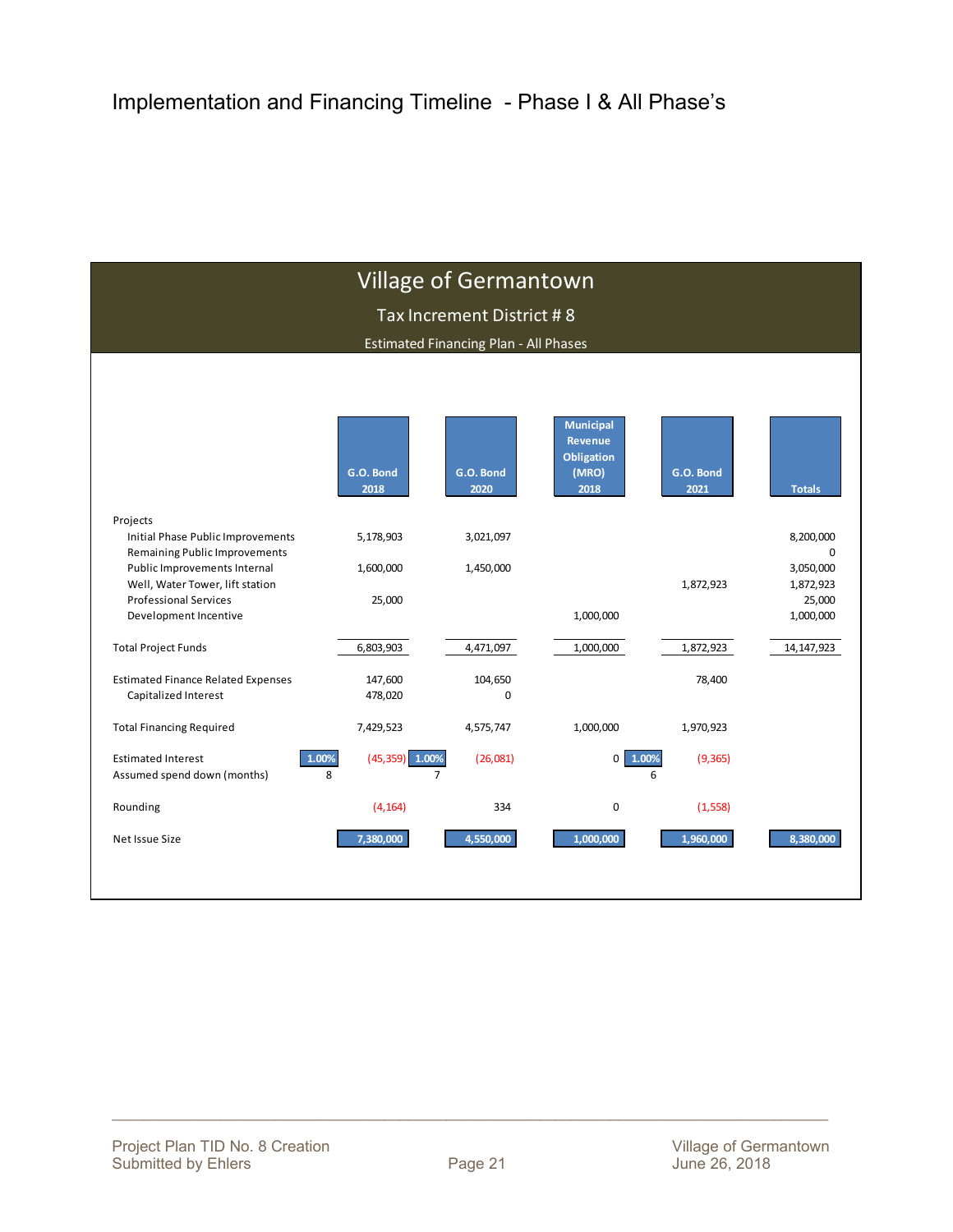# Implementation and Financing Timeline - Phase I & All Phase's

## Village of Germantown

### Tax Increment District # 8

#### Estimated Financing Plan - All Phases

| | | G.O. Bond 2018 | | G.O. Bond 2020 | Municipal Revenue Obligation (MRO) 2018 | | G.O. Bond 2021 | Totals |
|---|---|---|---|---|---|---|---|---|
| Projects | | | | | | | | |
| Initial Phase Public Improvements | | 5,178,903 | | 3,021,097 | | | | 8,200,000 |
| Remaining Public Improvements | | | | | | | | 0 |
| Public Improvements Internal | | 1,600,000 | | 1,450,000 | | | | 3,050,000 |
| Well, Water Tower, lift station | | | | | | | 1,872,923 | 1,872,923 |
| Professional Services | | 25,000 | | | | | | 25,000 |
| Development Incentive | | | | | 1,000,000 | | | 1,000,000 |
| Total Project Funds | | 6,803,903 | | 4,471,097 | 1,000,000 | | 1,872,923 | 14,147,923 |
| Estimated Finance Related Expenses | | 147,600 | | 104,650 | | | 78,400 | |
| Capitalized Interest | | 478,020 | | 0 | | | | |
| Total Financing Required | | 7,429,523 | | 4,575,747 | 1,000,000 | | 1,970,923 | |
| Estimated Interest | 1.00% | (45,359) | 1.00% | (26,081) | 0 | 1.00% | (9,365) | |
| Assumed spend down (months) | 8 | | 7 | | | 6 | | |
| Rounding | | (4,164) | | 334 | 0 | | (1,558) | |
| Net Issue Size | | 7,380,000 | | 4,550,000 | 1,000,000 | | 1,960,000 | 8,380,000 |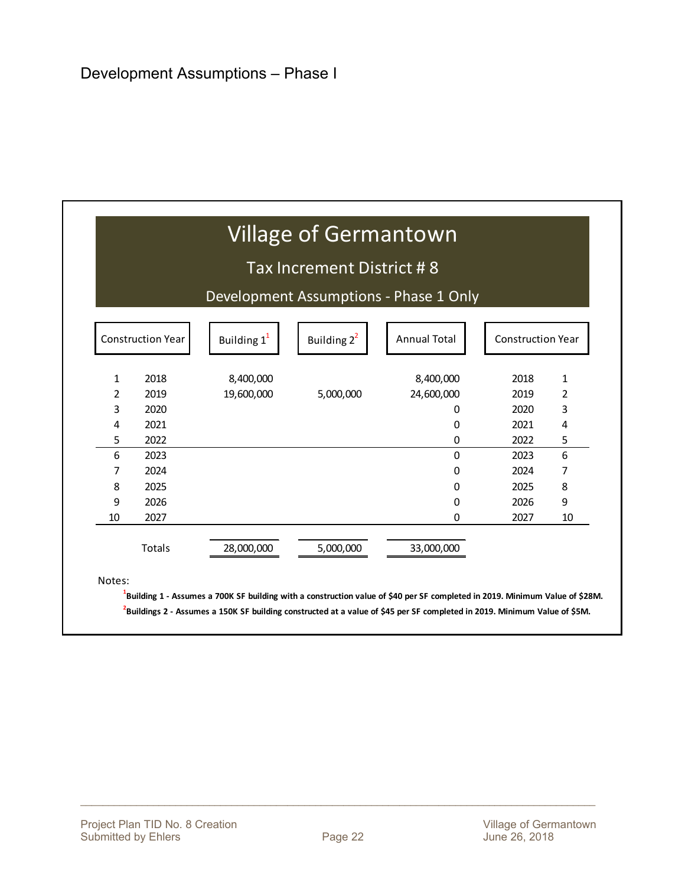# Development Assumptions – Phase I

## Village of Germantown

### Tax Increment District # 8

### Development Assumptions - Phase 1 Only

| Construction Year | | Building 1[1] | Building 2[2] | Annual Total | Construction Year | |
|---|---|---|---|---|---|---|
| 1 | 2018 | 8,400,000 | | 8,400,000 | 2018 | 1 |
| 2 | 2019 | 19,600,000 | 5,000,000 | 24,600,000 | 2019 | 2 |
| 3 | 2020 | | | 0 | 2020 | 3 |
| 4 | 2021 | | | 0 | 2021 | 4 |
| 5 | 2022 | | | 0 | 2022 | 5 |
| 6 | 2023 | | | 0 | 2023 | 6 |
| 7 | 2024 | | | 0 | 2024 | 7 |
| 8 | 2025 | | | 0 | 2025 | 8 |
| 9 | 2026 | | | 0 | 2026 | 9 |
| 10 | 2027 | | | 0 | 2027 | 10 |
| | Totals | 28,000,000 | 5,000,000 | 33,000,000 | | |

Notes:

[1]**Building 1 - Assumes a 700K SF building with a construction value of $40 per SF completed in 2019. Minimum Value of $28M.**

[2]**Buildings 2 - Assumes a 150K SF building constructed at a value of $45 per SF completed in 2019. Minimum Value of $5M.**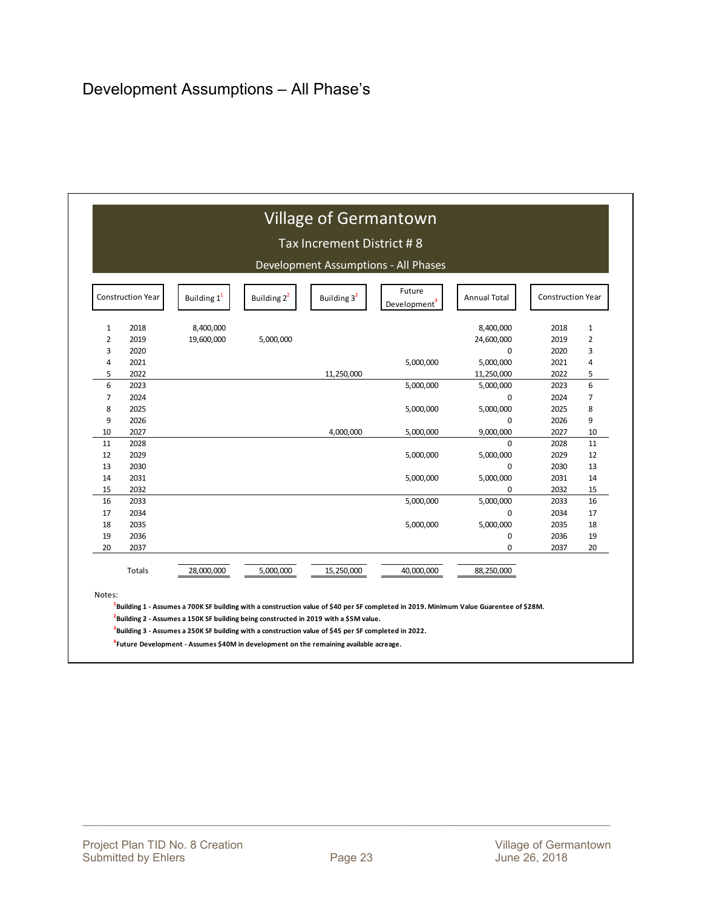# Development Assumptions – All Phase's

## Village of Germantown

### Tax Increment District # 8

### Development Assumptions - All Phases

| Construction Year | | Building 1[1] | Building 2[2] | Building 3[3] | Future Development[4] | Annual Total | Construction Year | |
|---|---|---|---|---|---|---|---|---|
| 1 | 2018 | 8,400,000 | | | | 8,400,000 | 2018 | 1 |
| 2 | 2019 | 19,600,000 | 5,000,000 | | | 24,600,000 | 2019 | 2 |
| 3 | 2020 | | | | | 0 | 2020 | 3 |
| 4 | 2021 | | | | 5,000,000 | 5,000,000 | 2021 | 4 |
| 5 | 2022 | | | 11,250,000 | | 11,250,000 | 2022 | 5 |
| 6 | 2023 | | | | 5,000,000 | 5,000,000 | 2023 | 6 |
| 7 | 2024 | | | | | 0 | 2024 | 7 |
| 8 | 2025 | | | | 5,000,000 | 5,000,000 | 2025 | 8 |
| 9 | 2026 | | | | | 0 | 2026 | 9 |
| 10 | 2027 | | | 4,000,000 | 5,000,000 | 9,000,000 | 2027 | 10 |
| 11 | 2028 | | | | | 0 | 2028 | 11 |
| 12 | 2029 | | | | 5,000,000 | 5,000,000 | 2029 | 12 |
| 13 | 2030 | | | | | 0 | 2030 | 13 |
| 14 | 2031 | | | | 5,000,000 | 5,000,000 | 2031 | 14 |
| 15 | 2032 | | | | | 0 | 2032 | 15 |
| 16 | 2033 | | | | 5,000,000 | 5,000,000 | 2033 | 16 |
| 17 | 2034 | | | | | 0 | 2034 | 17 |
| 18 | 2035 | | | | 5,000,000 | 5,000,000 | 2035 | 18 |
| 19 | 2036 | | | | | 0 | 2036 | 19 |
| 20 | 2037 | | | | | 0 | 2037 | 20 |
| | Totals | 28,000,000 | 5,000,000 | 15,250,000 | 40,000,000 | 88,250,000 | | |

Notes:

[1]**Building 1 - Assumes a 700K SF building with a construction value of $40 per SF completed in 2019. Minimum Value Guarentee of $28M.**

[2]**Building 2 - Assumes a 150K SF building being constructed in 2019 with a $5M value.**

[3]**Building 3 - Assumes a 250K SF building with a construction value of $45 per SF completed in 2022.**

[4]**Future Development - Assumes $40M in development on the remaining available acreage.**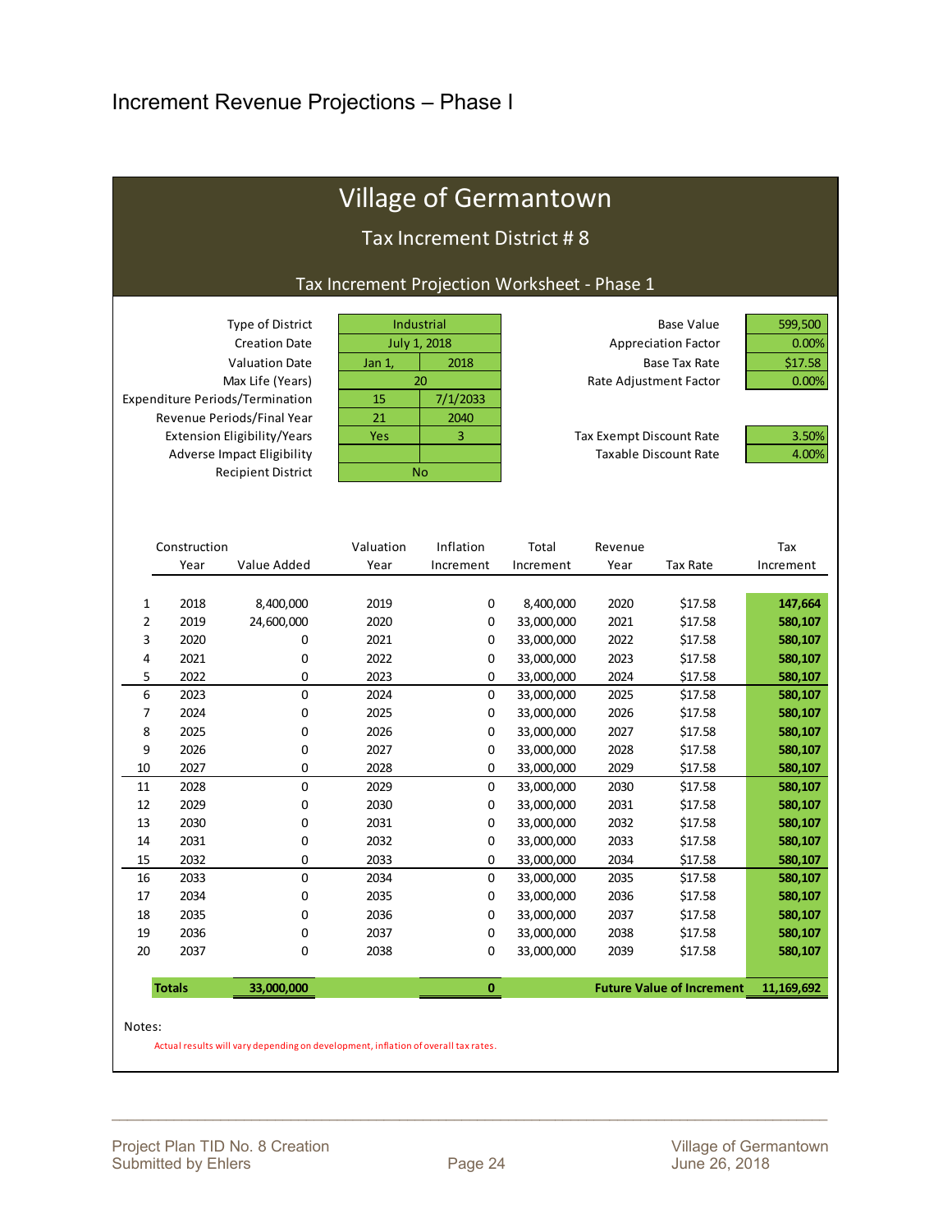# Increment Revenue Projections – Phase I

## Village of Germantown

### Tax Increment District # 8

#### Tax Increment Projection Worksheet - Phase 1

| | | |
|---|---|---|
| Type of District | Industrial | |
| Creation Date | July 1, 2018 | |
| Valuation Date | Jan 1, | 2018 |
| Max Life (Years) | 20 | |
| Expenditure Periods/Termination | 15 | 7/1/2033 |
| Revenue Periods/Final Year | 21 | 2040 |
| Extension Eligibility/Years | Yes | 3 |
| Adverse Impact Eligibility | | |
| Recipient District | No | |

| | |
|---|---|
| Base Value | 599,500 |
| Appreciation Factor | 0.00% |
| Base Tax Rate | $17.58 |
| Rate Adjustment Factor | 0.00% |
| Tax Exempt Discount Rate | 3.50% |
| Taxable Discount Rate | 4.00% |

| | Construction Year | Value Added | Valuation Year | Inflation Increment | Total Increment | Revenue Year | Tax Rate | Tax Increment |
|---|---|---|---|---|---|---|---|---|
| 1 | 2018 | 8,400,000 | 2019 | 0 | 8,400,000 | 2020 | $17.58 | **147,664** |
| 2 | 2019 | 24,600,000 | 2020 | 0 | 33,000,000 | 2021 | $17.58 | **580,107** |
| 3 | 2020 | 0 | 2021 | 0 | 33,000,000 | 2022 | $17.58 | **580,107** |
| 4 | 2021 | 0 | 2022 | 0 | 33,000,000 | 2023 | $17.58 | **580,107** |
| 5 | 2022 | 0 | 2023 | 0 | 33,000,000 | 2024 | $17.58 | **580,107** |
| 6 | 2023 | 0 | 2024 | 0 | 33,000,000 | 2025 | $17.58 | **580,107** |
| 7 | 2024 | 0 | 2025 | 0 | 33,000,000 | 2026 | $17.58 | **580,107** |
| 8 | 2025 | 0 | 2026 | 0 | 33,000,000 | 2027 | $17.58 | **580,107** |
| 9 | 2026 | 0 | 2027 | 0 | 33,000,000 | 2028 | $17.58 | **580,107** |
| 10 | 2027 | 0 | 2028 | 0 | 33,000,000 | 2029 | $17.58 | **580,107** |
| 11 | 2028 | 0 | 2029 | 0 | 33,000,000 | 2030 | $17.58 | **580,107** |
| 12 | 2029 | 0 | 2030 | 0 | 33,000,000 | 2031 | $17.58 | **580,107** |
| 13 | 2030 | 0 | 2031 | 0 | 33,000,000 | 2032 | $17.58 | **580,107** |
| 14 | 2031 | 0 | 2032 | 0 | 33,000,000 | 2033 | $17.58 | **580,107** |
| 15 | 2032 | 0 | 2033 | 0 | 33,000,000 | 2034 | $17.58 | **580,107** |
| 16 | 2033 | 0 | 2034 | 0 | 33,000,000 | 2035 | $17.58 | **580,107** |
| 17 | 2034 | 0 | 2035 | 0 | 33,000,000 | 2036 | $17.58 | **580,107** |
| 18 | 2035 | 0 | 2036 | 0 | 33,000,000 | 2037 | $17.58 | **580,107** |
| 19 | 2036 | 0 | 2037 | 0 | 33,000,000 | 2038 | $17.58 | **580,107** |
| 20 | 2037 | 0 | 2038 | 0 | 33,000,000 | 2039 | $17.58 | **580,107** |
| | **Totals** | **33,000,000** | | **0** | | **Future Value of Increment** | | **11,169,692** |

Notes:

Actual results will vary depending on development, inflation of overall tax rates.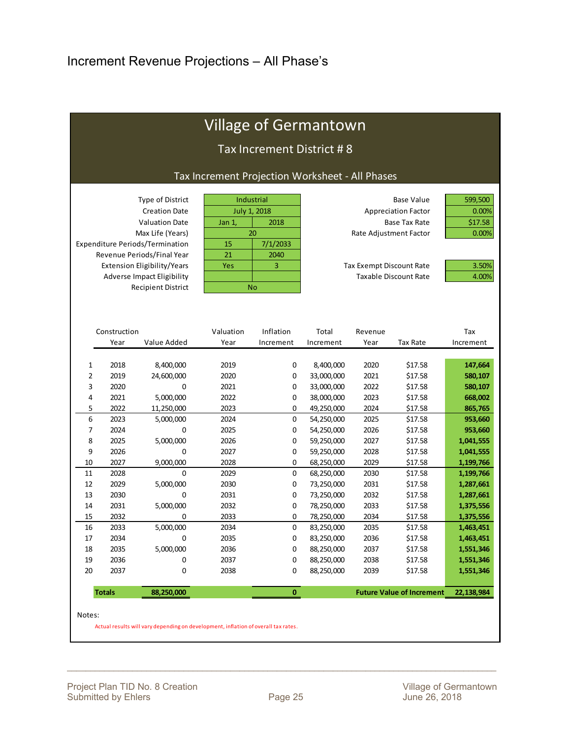# Increment Revenue Projections – All Phase's

## Village of Germantown

### Tax Increment District # 8

### Tax Increment Projection Worksheet - All Phases

| | | | |
|---|---|---|---|
| Type of District | Industrial | | |
| Creation Date | July 1, 2018 | | |
| Valuation Date | Jan 1, | 2018 | |
| Max Life (Years) | 20 | | |
| Expenditure Periods/Termination | 15 | 7/1/2033 | |
| Revenue Periods/Final Year | 21 | 2040 | |
| Extension Eligibility/Years | Yes | 3 | |
| Adverse Impact Eligibility | | | |
| Recipient District | No | | |

| | |
|---|---|
| Base Value | 599,500 |
| Appreciation Factor | 0.00% |
| Base Tax Rate | $17.58 |
| Rate Adjustment Factor | 0.00% |
| Tax Exempt Discount Rate | 3.50% |
| Taxable Discount Rate | 4.00% |

| | Construction Year | Value Added | Valuation Year | Inflation Increment | Total Increment | Revenue Year | Tax Rate | Tax Increment |
|---|---|---|---|---|---|---|---|---|
| 1 | 2018 | 8,400,000 | 2019 | 0 | 8,400,000 | 2020 | $17.58 | 147,664 |
| 2 | 2019 | 24,600,000 | 2020 | 0 | 33,000,000 | 2021 | $17.58 | 580,107 |
| 3 | 2020 | 0 | 2021 | 0 | 33,000,000 | 2022 | $17.58 | 580,107 |
| 4 | 2021 | 5,000,000 | 2022 | 0 | 38,000,000 | 2023 | $17.58 | 668,002 |
| 5 | 2022 | 11,250,000 | 2023 | 0 | 49,250,000 | 2024 | $17.58 | 865,765 |
| 6 | 2023 | 5,000,000 | 2024 | 0 | 54,250,000 | 2025 | $17.58 | 953,660 |
| 7 | 2024 | 0 | 2025 | 0 | 54,250,000 | 2026 | $17.58 | 953,660 |
| 8 | 2025 | 5,000,000 | 2026 | 0 | 59,250,000 | 2027 | $17.58 | 1,041,555 |
| 9 | 2026 | 0 | 2027 | 0 | 59,250,000 | 2028 | $17.58 | 1,041,555 |
| 10 | 2027 | 9,000,000 | 2028 | 0 | 68,250,000 | 2029 | $17.58 | 1,199,766 |
| 11 | 2028 | 0 | 2029 | 0 | 68,250,000 | 2030 | $17.58 | 1,199,766 |
| 12 | 2029 | 5,000,000 | 2030 | 0 | 73,250,000 | 2031 | $17.58 | 1,287,661 |
| 13 | 2030 | 0 | 2031 | 0 | 73,250,000 | 2032 | $17.58 | 1,287,661 |
| 14 | 2031 | 5,000,000 | 2032 | 0 | 78,250,000 | 2033 | $17.58 | 1,375,556 |
| 15 | 2032 | 0 | 2033 | 0 | 78,250,000 | 2034 | $17.58 | 1,375,556 |
| 16 | 2033 | 5,000,000 | 2034 | 0 | 83,250,000 | 2035 | $17.58 | 1,463,451 |
| 17 | 2034 | 0 | 2035 | 0 | 83,250,000 | 2036 | $17.58 | 1,463,451 |
| 18 | 2035 | 5,000,000 | 2036 | 0 | 88,250,000 | 2037 | $17.58 | 1,551,346 |
| 19 | 2036 | 0 | 2037 | 0 | 88,250,000 | 2038 | $17.58 | 1,551,346 |
| 20 | 2037 | 0 | 2038 | 0 | 88,250,000 | 2039 | $17.58 | 1,551,346 |
| **Totals** | | **88,250,000** | | **0** | | **Future Value of Increment** | | **22,138,984** |

Notes:

Actual results will vary depending on development, inflation of overall tax rates.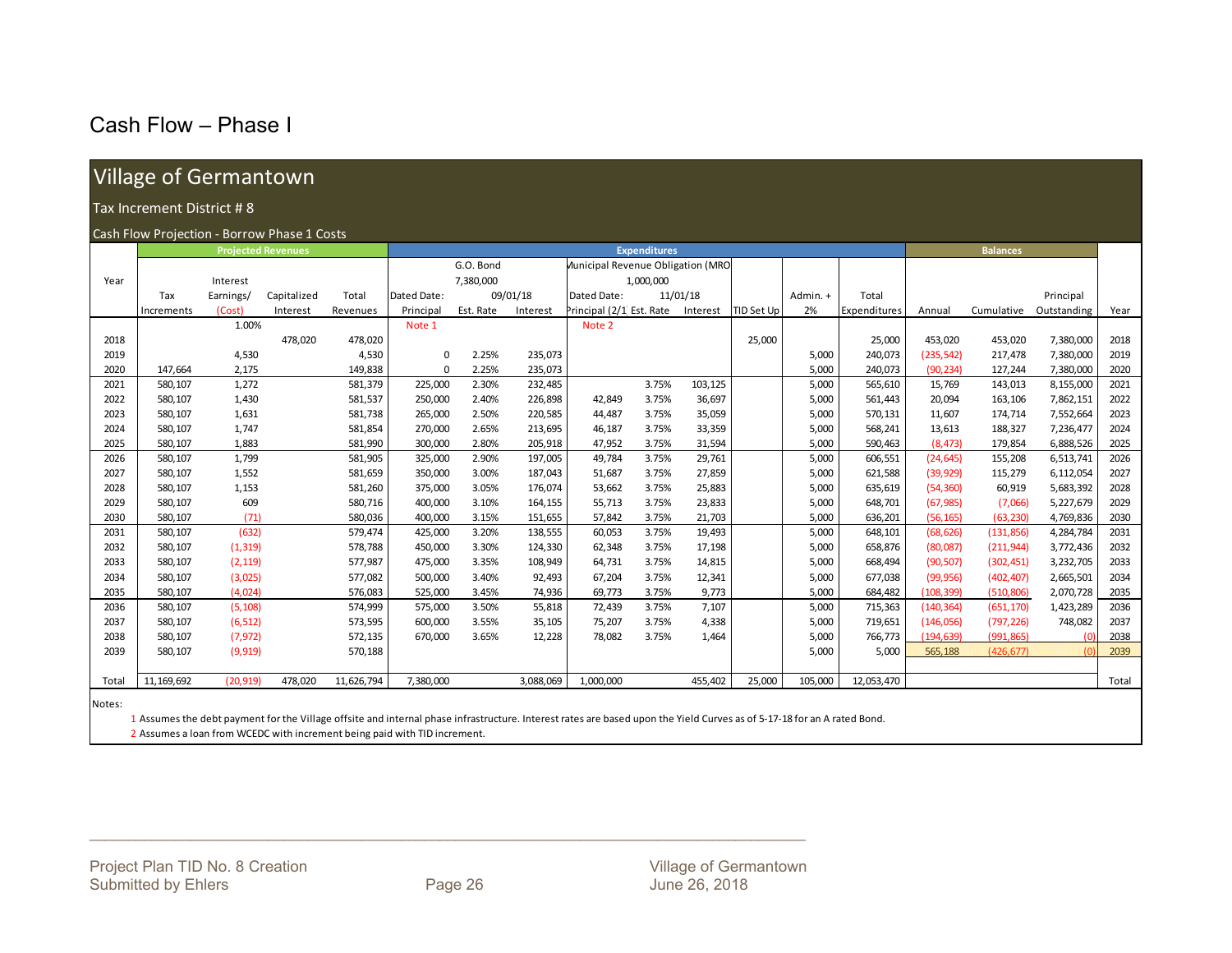# Cash Flow – Phase I

## Village of Germantown

### Tax Increment District # 8

Cash Flow Projection - Borrow Phase 1 Costs

| | Projected Revenues | | | | Expenditures | | | | | | | | | Balances | | | |
|---|---|---|---|---|---|---|---|---|---|---|---|---|---|---|---|---|---|
| Year | Tax Increments | Interest Earnings/ (Cost) | Capitalized Interest | Total Revenues | G.O. Bond 7,380,000 Dated Date: 09/01/18 Principal | Est. Rate | Interest | Municipal Revenue Obligation (MRO 1,000,000 Dated Date: 11/01/18 Principal (2/1 | Est. Rate | Interest | TID Set Up | Admin. + 2% | Total Expenditures | Annual | Cumulative | Principal Outstanding | Year |
| | | 1.00% | | | Note 1 | | | Note 2 | | | | | | | | | |
| 2018 | | | 478,020 | 478,020 | | | | | | | 25,000 | | 25,000 | 453,020 | 453,020 | 7,380,000 | 2018 |
| 2019 | | 4,530 | | 4,530 | 0 | 2.25% | 235,073 | | | | | 5,000 | 240,073 | (235,542) | 217,478 | 7,380,000 | 2019 |
| 2020 | 147,664 | 2,175 | | 149,838 | 0 | 2.25% | 235,073 | | | | | 5,000 | 240,073 | (90,234) | 127,244 | 7,380,000 | 2020 |
| 2021 | 580,107 | 1,272 | | 581,379 | 225,000 | 2.30% | 232,485 | | 3.75% | 103,125 | | 5,000 | 565,610 | 15,769 | 143,013 | 8,155,000 | 2021 |
| 2022 | 580,107 | 1,430 | | 581,537 | 250,000 | 2.40% | 226,898 | 42,849 | 3.75% | 36,697 | | 5,000 | 561,443 | 20,094 | 163,106 | 7,862,151 | 2022 |
| 2023 | 580,107 | 1,631 | | 581,738 | 265,000 | 2.50% | 220,585 | 44,487 | 3.75% | 35,059 | | 5,000 | 570,131 | 11,607 | 174,714 | 7,552,664 | 2023 |
| 2024 | 580,107 | 1,747 | | 581,854 | 270,000 | 2.65% | 213,695 | 46,187 | 3.75% | 33,359 | | 5,000 | 568,241 | 13,613 | 188,327 | 7,236,477 | 2024 |
| 2025 | 580,107 | 1,883 | | 581,990 | 300,000 | 2.80% | 205,918 | 47,952 | 3.75% | 31,594 | | 5,000 | 590,463 | (8,473) | 179,854 | 6,888,526 | 2025 |
| 2026 | 580,107 | 1,799 | | 581,905 | 325,000 | 2.90% | 197,005 | 49,784 | 3.75% | 29,761 | | 5,000 | 606,551 | (24,645) | 155,208 | 6,513,741 | 2026 |
| 2027 | 580,107 | 1,552 | | 581,659 | 350,000 | 3.00% | 187,043 | 51,687 | 3.75% | 27,859 | | 5,000 | 621,588 | (39,929) | 115,279 | 6,112,054 | 2027 |
| 2028 | 580,107 | 1,153 | | 581,260 | 375,000 | 3.05% | 176,074 | 53,662 | 3.75% | 25,883 | | 5,000 | 635,619 | (54,360) | 60,919 | 5,683,392 | 2028 |
| 2029 | 580,107 | 609 | | 580,716 | 400,000 | 3.10% | 164,155 | 55,713 | 3.75% | 23,833 | | 5,000 | 648,701 | (67,985) | (7,066) | 5,227,679 | 2029 |
| 2030 | 580,107 | (71) | | 580,036 | 400,000 | 3.15% | 151,655 | 57,842 | 3.75% | 21,703 | | 5,000 | 636,201 | (56,165) | (63,230) | 4,769,836 | 2030 |
| 2031 | 580,107 | (632) | | 579,474 | 425,000 | 3.20% | 138,555 | 60,053 | 3.75% | 19,493 | | 5,000 | 648,101 | (68,626) | (131,856) | 4,284,784 | 2031 |
| 2032 | 580,107 | (1,319) | | 578,788 | 450,000 | 3.30% | 124,330 | 62,348 | 3.75% | 17,198 | | 5,000 | 658,876 | (80,087) | (211,944) | 3,772,436 | 2032 |
| 2033 | 580,107 | (2,119) | | 577,987 | 475,000 | 3.35% | 108,949 | 64,731 | 3.75% | 14,815 | | 5,000 | 668,494 | (90,507) | (302,451) | 3,232,705 | 2033 |
| 2034 | 580,107 | (3,025) | | 577,082 | 500,000 | 3.40% | 92,493 | 67,204 | 3.75% | 12,341 | | 5,000 | 677,038 | (99,956) | (402,407) | 2,665,501 | 2034 |
| 2035 | 580,107 | (4,024) | | 576,083 | 525,000 | 3.45% | 74,936 | 69,773 | 3.75% | 9,773 | | 5,000 | 684,482 | (108,399) | (510,806) | 2,070,728 | 2035 |
| 2036 | 580,107 | (5,108) | | 574,999 | 575,000 | 3.50% | 55,818 | 72,439 | 3.75% | 7,107 | | 5,000 | 715,363 | (140,364) | (651,170) | 1,423,289 | 2036 |
| 2037 | 580,107 | (6,512) | | 573,595 | 600,000 | 3.55% | 35,105 | 75,207 | 3.75% | 4,338 | | 5,000 | 719,651 | (146,056) | (797,226) | 748,082 | 2037 |
| 2038 | 580,107 | (7,972) | | 572,135 | 670,000 | 3.65% | 12,228 | 78,082 | 3.75% | 1,464 | | 5,000 | 766,773 | (194,639) | (991,865) | (0) | 2038 |
| 2039 | 580,107 | (9,919) | | 570,188 | | | | | | | | 5,000 | 5,000 | 565,188 | (426,677) | (0) | 2039 |
| Total | 11,169,692 | (20,919) | 478,020 | 11,626,794 | 7,380,000 | | 3,088,069 | 1,000,000 | | 455,402 | 25,000 | 105,000 | 12,053,470 | | | | Total |

Notes:

1 Assumes the debt payment for the Village offsite and internal phase infrastructure. Interest rates are based upon the Yield Curves as of 5-17-18 for an A rated Bond.

2 Assumes a loan from WCEDC with increment being paid with TID increment.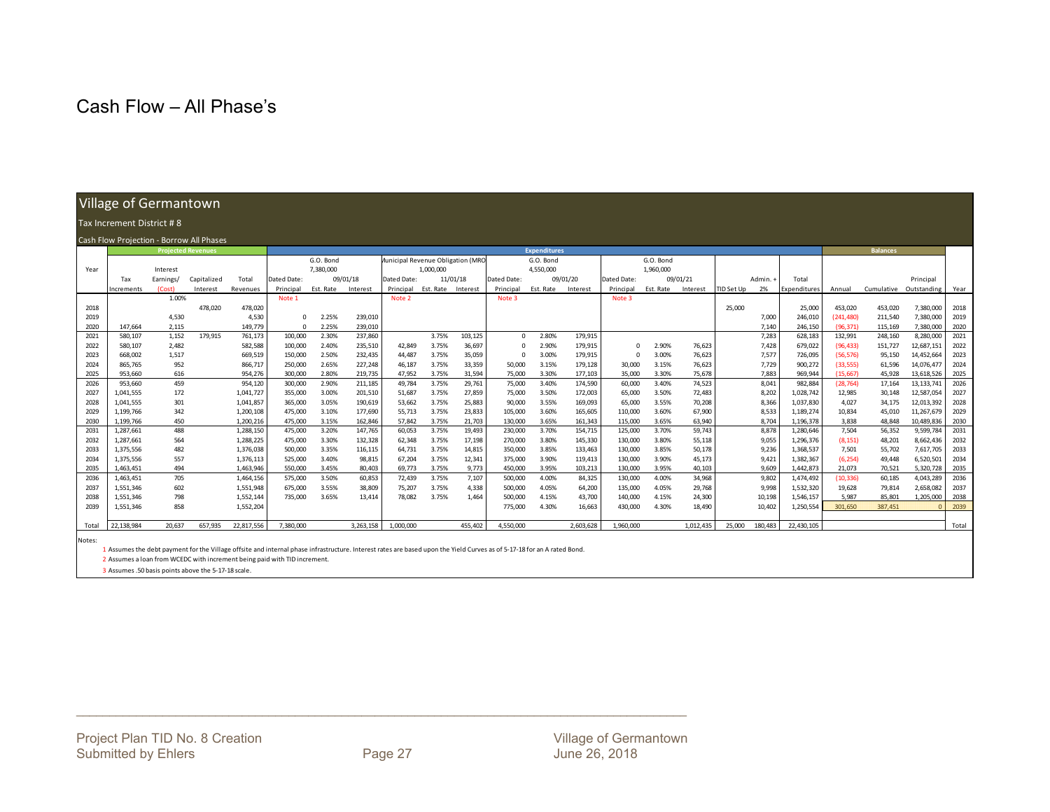# Cash Flow – All Phase's

## Village of Germantown

Tax Increment District # 8

Cash Flow Projection - Borrow All Phases

| | Projected Revenues | | | | Expenditures | | | | | | | | | | | | | | | | | Balances | | | |
|---|---|---|---|---|---|---|---|---|---|---|---|---|---|---|---|---|---|---|---|---|---|---|---|---|---|
| | | | | | G.O. Bond 7,380,000 | | | Municipal Revenue Obligation (MRO) 1,000,000 | | | G.O. Bond 4,550,000 | | | G.O. Bond 1,960,000 | | | | | | | | | | |
| Year | Tax Increments | Interest Earnings/ (Cost) | Capitalized Interest | Total Revenues | Dated Date: Principal | 09/01/18 Est. Rate | Interest | Dated Date: Principal | 11/01/18 Est. Rate | Interest | Dated Date: Principal | 09/01/20 Est. Rate | Interest | Dated Date: Principal | 09/01/21 Est. Rate | Interest | TID Set Up | Admin. + 2% | Total Expenditures | Annual | Cumulative | Principal Outstanding | Year |
| | | 1.00% | | | Note 1 | | | Note 2 | | | Note 3 | | | Note 3 | | | | | | | | | |
| 2018 | | | 478,020 | 478,020 | | | | | | | | | | | | | 25,000 | | 25,000 | 453,020 | 453,020 | 7,380,000 | 2018 |
| 2019 | | 4,530 | | 4,530 | 0 | 2.25% | 239,010 | | | | | | | | | | | 7,000 | 246,010 | (241,480) | 211,540 | 7,380,000 | 2019 |
| 2020 | 147,664 | 2,115 | | 149,779 | 0 | 2.25% | 239,010 | | | | | | | | | | | 7,140 | 246,150 | (96,371) | 115,169 | 7,380,000 | 2020 |
| 2021 | 580,107 | 1,152 | 179,915 | 761,173 | 100,000 | 2.30% | 237,860 | | 3.75% | 103,125 | 0 | 2.80% | 179,915 | | | | | 7,283 | 628,183 | 132,991 | 248,160 | 8,280,000 | 2021 |
| 2022 | 580,107 | 2,482 | | 582,588 | 100,000 | 2.40% | 235,510 | 42,849 | 3.75% | 36,697 | 0 | 2.90% | 179,915 | 0 | 2.90% | 76,623 | | 7,428 | 679,022 | (96,433) | 151,727 | 12,687,151 | 2022 |
| 2023 | 668,002 | 1,517 | | 669,519 | 150,000 | 2.50% | 232,435 | 44,487 | 3.75% | 35,059 | 0 | 3.00% | 179,915 | 0 | 3.00% | 76,623 | | 7,577 | 726,095 | (56,576) | 95,150 | 14,452,664 | 2023 |
| 2024 | 865,765 | 952 | | 866,717 | 250,000 | 2.65% | 227,248 | 46,187 | 3.75% | 33,359 | 50,000 | 3.15% | 179,128 | 30,000 | 3.15% | 76,623 | | 7,729 | 900,272 | (33,555) | 61,596 | 14,076,477 | 2024 |
| 2025 | 953,660 | 616 | | 954,276 | 300,000 | 2.80% | 219,735 | 47,952 | 3.75% | 31,594 | 75,000 | 3.30% | 177,103 | 35,000 | 3.30% | 75,678 | | 7,883 | 969,944 | (15,667) | 45,928 | 13,618,526 | 2025 |
| 2026 | 953,660 | 459 | | 954,120 | 300,000 | 2.90% | 211,185 | 49,784 | 3.75% | 29,761 | 75,000 | 3.40% | 174,590 | 60,000 | 3.40% | 74,523 | | 8,041 | 982,884 | (28,764) | 17,164 | 13,133,741 | 2026 |
| 2027 | 1,041,555 | 172 | | 1,041,727 | 355,000 | 3.00% | 201,510 | 51,687 | 3.75% | 27,859 | 75,000 | 3.50% | 172,003 | 65,000 | 3.50% | 72,483 | | 8,202 | 1,028,742 | 12,985 | 30,148 | 12,587,054 | 2027 |
| 2028 | 1,041,555 | 301 | | 1,041,857 | 365,000 | 3.05% | 190,619 | 53,662 | 3.75% | 25,883 | 90,000 | 3.55% | 169,093 | 65,000 | 3.55% | 70,208 | | 8,366 | 1,037,830 | 4,027 | 34,175 | 12,013,392 | 2028 |
| 2029 | 1,199,766 | 342 | | 1,200,108 | 475,000 | 3.10% | 177,690 | 55,713 | 3.75% | 23,833 | 105,000 | 3.60% | 165,605 | 110,000 | 3.60% | 67,900 | | 8,533 | 1,189,274 | 10,834 | 45,010 | 11,267,679 | 2029 |
| 2030 | 1,199,766 | 450 | | 1,200,216 | 475,000 | 3.15% | 162,846 | 57,842 | 3.75% | 21,703 | 130,000 | 3.65% | 161,343 | 115,000 | 3.65% | 63,940 | | 8,704 | 1,196,378 | 3,838 | 48,848 | 10,489,836 | 2030 |
| 2031 | 1,287,661 | 488 | | 1,288,150 | 475,000 | 3.20% | 147,765 | 60,053 | 3.75% | 19,493 | 230,000 | 3.70% | 154,715 | 125,000 | 3.70% | 59,743 | | 8,878 | 1,280,646 | 7,504 | 56,352 | 9,599,784 | 2031 |
| 2032 | 1,287,661 | 564 | | 1,288,225 | 475,000 | 3.30% | 132,328 | 62,348 | 3.75% | 17,198 | 270,000 | 3.80% | 145,330 | 130,000 | 3.80% | 55,118 | | 9,055 | 1,296,376 | (8,151) | 48,201 | 8,662,436 | 2032 |
| 2033 | 1,375,556 | 482 | | 1,376,038 | 500,000 | 3.35% | 116,115 | 64,731 | 3.75% | 14,815 | 350,000 | 3.85% | 133,463 | 130,000 | 3.85% | 50,178 | | 9,236 | 1,368,537 | 7,501 | 55,702 | 7,617,705 | 2033 |
| 2034 | 1,375,556 | 557 | | 1,376,113 | 525,000 | 3.40% | 98,815 | 67,204 | 3.75% | 12,341 | 375,000 | 3.90% | 119,413 | 130,000 | 3.90% | 45,173 | | 9,421 | 1,382,367 | (6,254) | 49,448 | 6,520,501 | 2034 |
| 2035 | 1,463,451 | 494 | | 1,463,946 | 550,000 | 3.45% | 80,403 | 69,773 | 3.75% | 9,773 | 450,000 | 3.95% | 103,213 | 130,000 | 3.95% | 40,103 | | 9,609 | 1,442,873 | 21,073 | 70,521 | 5,320,728 | 2035 |
| 2036 | 1,463,451 | 705 | | 1,464,156 | 575,000 | 3.50% | 60,853 | 72,439 | 3.75% | 7,107 | 500,000 | 4.00% | 84,325 | 130,000 | 4.00% | 34,968 | | 9,802 | 1,474,492 | (10,336) | 60,185 | 4,043,289 | 2036 |
| 2037 | 1,551,346 | 602 | | 1,551,948 | 675,000 | 3.55% | 38,809 | 75,207 | 3.75% | 4,338 | 500,000 | 4.05% | 64,200 | 135,000 | 4.05% | 29,768 | | 9,998 | 1,532,320 | 19,628 | 79,814 | 2,658,082 | 2037 |
| 2038 | 1,551,346 | 798 | | 1,552,144 | 735,000 | 3.65% | 13,414 | 78,082 | 3.75% | 1,464 | 500,000 | 4.15% | 43,700 | 140,000 | 4.15% | 24,300 | | 10,198 | 1,546,157 | 5,987 | 85,801 | 1,205,000 | 2038 |
| 2039 | 1,551,346 | 858 | | 1,552,204 | | | | | | | 775,000 | 4.30% | 16,663 | 430,000 | 4.30% | 18,490 | | 10,402 | 1,250,554 | 301,650 | 387,451 | 0 | 2039 |
| Total | 22,138,984 | 20,637 | 657,935 | 22,817,556 | 7,380,000 | | 3,263,158 | 1,000,000 | | 455,402 | 4,550,000 | | 2,603,628 | 1,960,000 | | 1,012,435 | 25,000 | 180,483 | 22,430,105 | | | | Total |

Notes:

1 Assumes the debt payment for the Village offsite and internal phase infrastructure. Interest rates are based upon the Yield Curves as of 5-17-18 for an A rated Bond.

2 Assumes a loan from WCEDC with increment being paid with TID increment.

3 Assumes .50 basis points above the 5-17-18 scale.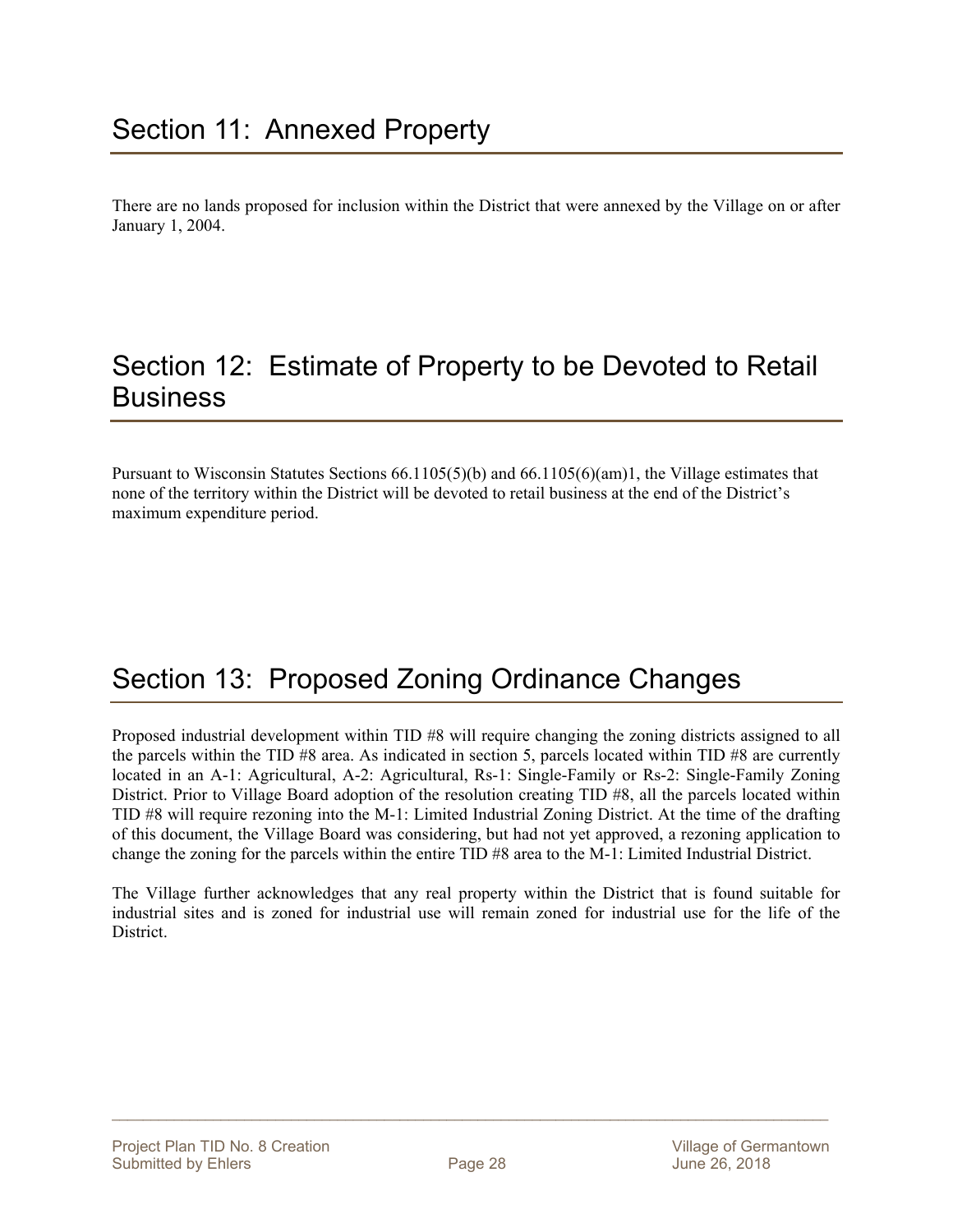# Section 11: Annexed Property

There are no lands proposed for inclusion within the District that were annexed by the Village on or after January 1, 2004.

# Section 12: Estimate of Property to be Devoted to Retail Business

Pursuant to Wisconsin Statutes Sections 66.1105(5)(b) and 66.1105(6)(am)1, the Village estimates that none of the territory within the District will be devoted to retail business at the end of the District's maximum expenditure period.

# Section 13: Proposed Zoning Ordinance Changes

Proposed industrial development within TID #8 will require changing the zoning districts assigned to all the parcels within the TID #8 area. As indicated in section 5, parcels located within TID #8 are currently located in an A-1: Agricultural, A-2: Agricultural, Rs-1: Single-Family or Rs-2: Single-Family Zoning District. Prior to Village Board adoption of the resolution creating TID #8, all the parcels located within TID #8 will require rezoning into the M-1: Limited Industrial Zoning District. At the time of the drafting of this document, the Village Board was considering, but had not yet approved, a rezoning application to change the zoning for the parcels within the entire TID #8 area to the M-1: Limited Industrial District.

The Village further acknowledges that any real property within the District that is found suitable for industrial sites and is zoned for industrial use will remain zoned for industrial use for the life of the District.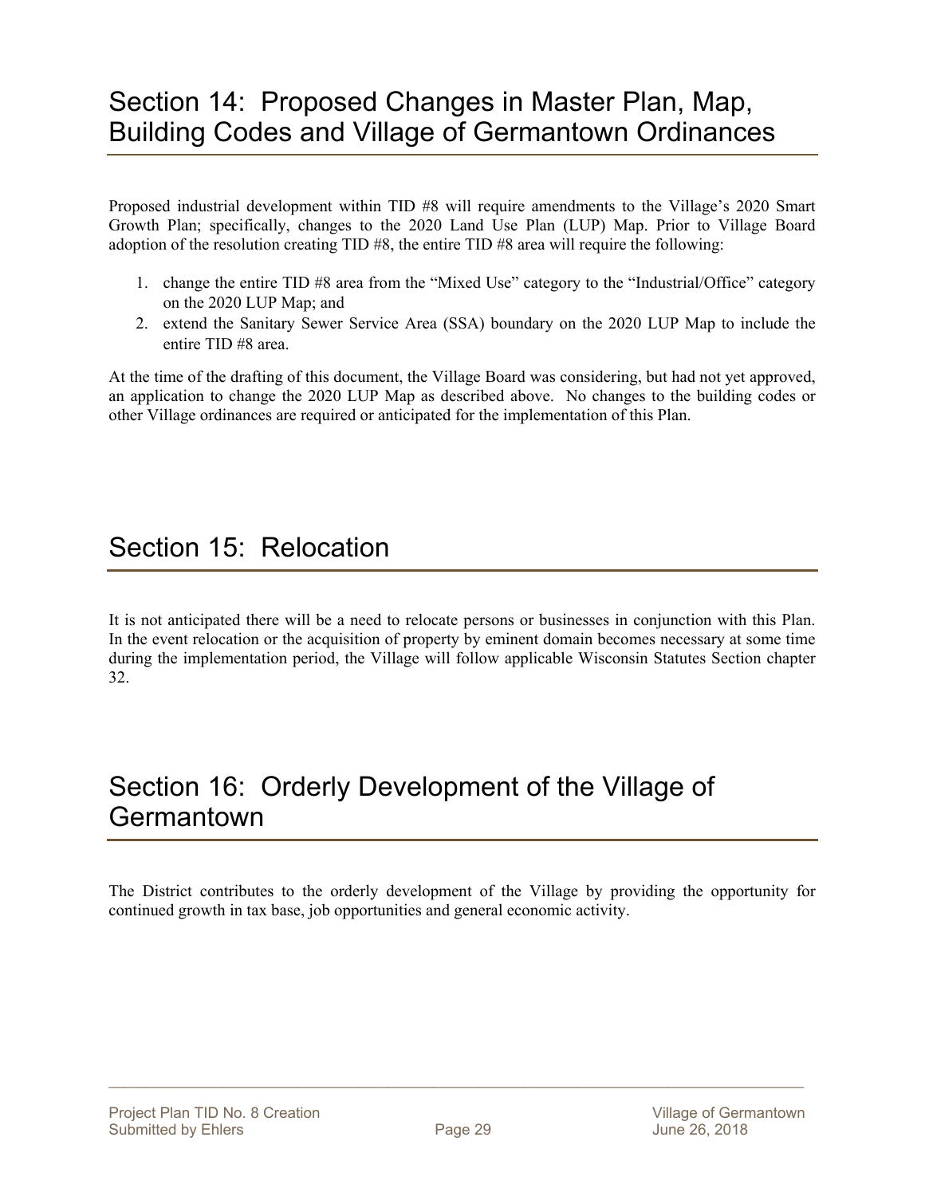# Section 14: Proposed Changes in Master Plan, Map, Building Codes and Village of Germantown Ordinances

Proposed industrial development within TID #8 will require amendments to the Village's 2020 Smart Growth Plan; specifically, changes to the 2020 Land Use Plan (LUP) Map. Prior to Village Board adoption of the resolution creating TID #8, the entire TID #8 area will require the following:

1. change the entire TID #8 area from the "Mixed Use" category to the "Industrial/Office" category on the 2020 LUP Map; and
2. extend the Sanitary Sewer Service Area (SSA) boundary on the 2020 LUP Map to include the entire TID #8 area.

At the time of the drafting of this document, the Village Board was considering, but had not yet approved, an application to change the 2020 LUP Map as described above. No changes to the building codes or other Village ordinances are required or anticipated for the implementation of this Plan.

# Section 15: Relocation

It is not anticipated there will be a need to relocate persons or businesses in conjunction with this Plan. In the event relocation or the acquisition of property by eminent domain becomes necessary at some time during the implementation period, the Village will follow applicable Wisconsin Statutes Section chapter 32.

# Section 16: Orderly Development of the Village of Germantown

The District contributes to the orderly development of the Village by providing the opportunity for continued growth in tax base, job opportunities and general economic activity.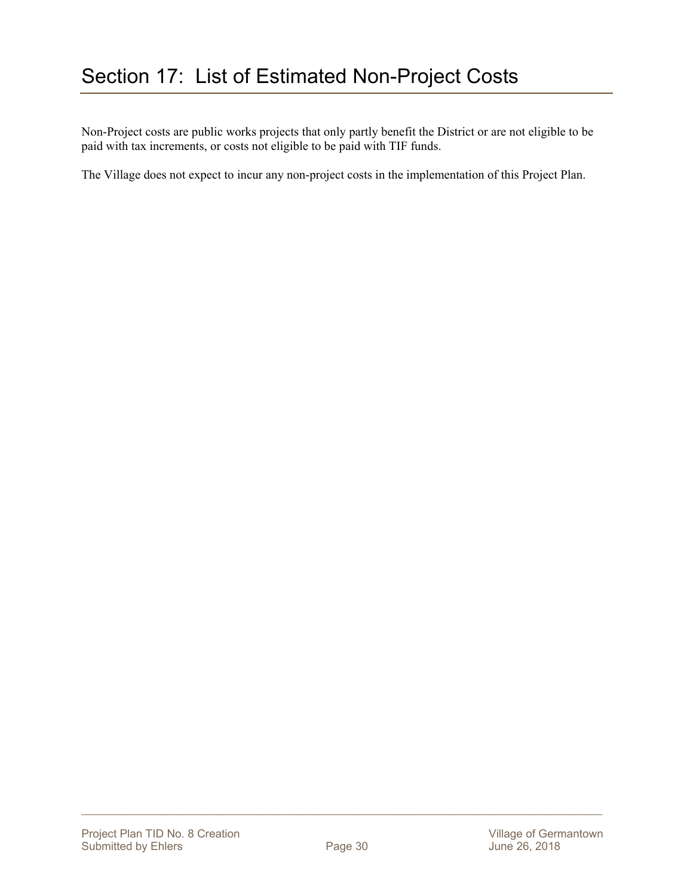# Section 17: List of Estimated Non-Project Costs

Non-Project costs are public works projects that only partly benefit the District or are not eligible to be paid with tax increments, or costs not eligible to be paid with TIF funds.

The Village does not expect to incur any non-project costs in the implementation of this Project Plan.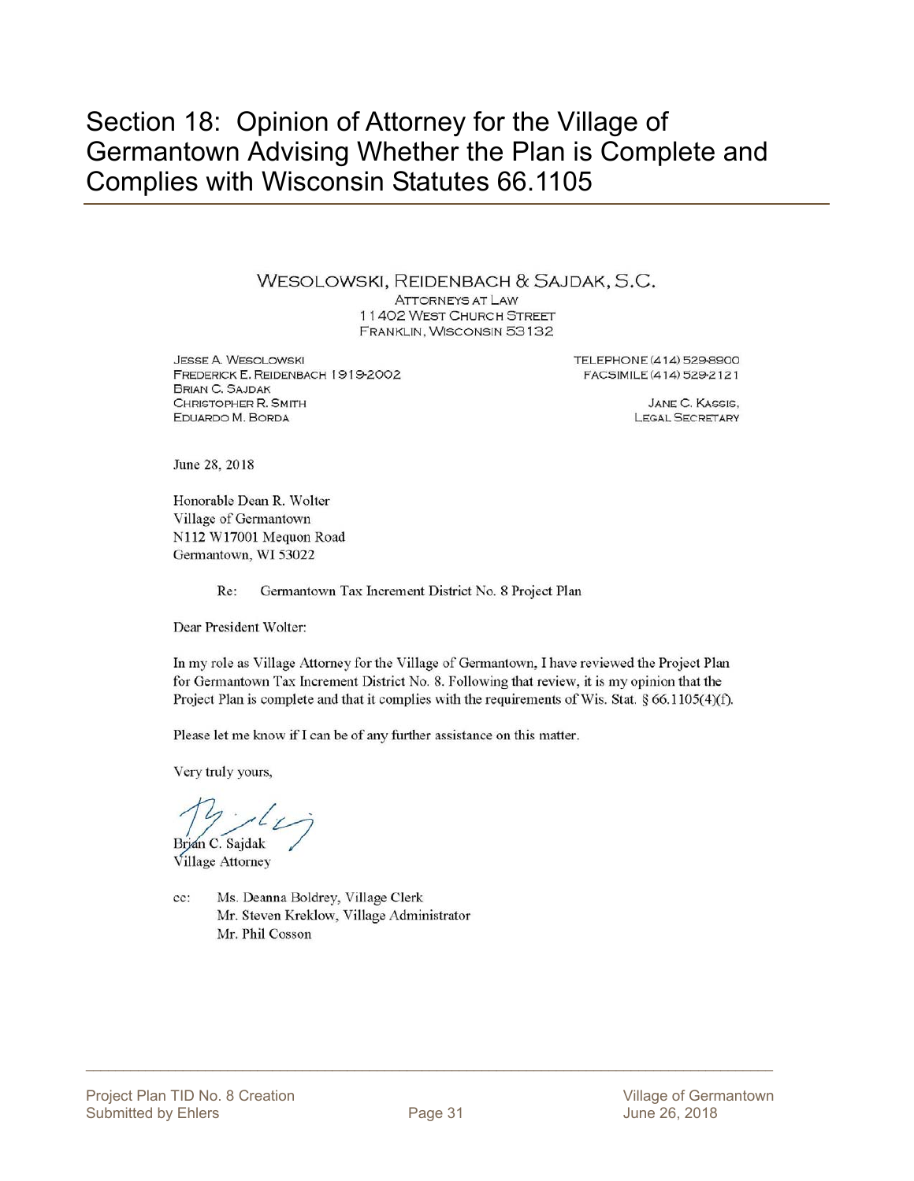# Section 18: Opinion of Attorney for the Village of Germantown Advising Whether the Plan is Complete and Complies with Wisconsin Statutes 66.1105

WESOLOWSKI, REIDENBACH & SAJDAK, S.C.
ATTORNEYS AT LAW
11402 WEST CHURCH STREET
FRANKLIN, WISCONSIN 53132

JESSE A. WESOLOWSKI
FREDERICK E. REIDENBACH 1919-2002
BRIAN C. SAJDAK
CHRISTOPHER R. SMITH
EDUARDO M. BORDA

TELEPHONE (414) 529-8900
FACSIMILE (414) 529-2121

JANE C. KASSIS,
LEGAL SECRETARY

June 28, 2018

Honorable Dean R. Wolter
Village of Germantown
N112 W17001 Mequon Road
Germantown, WI 53022

Re: Germantown Tax Increment District No. 8 Project Plan

Dear President Wolter:

In my role as Village Attorney for the Village of Germantown, I have reviewed the Project Plan for Germantown Tax Increment District No. 8. Following that review, it is my opinion that the Project Plan is complete and that it complies with the requirements of Wis. Stat. § 66.1105(4)(f).

Please let me know if I can be of any further assistance on this matter.

Very truly yours,

Brian C. Sajdak
Village Attorney

cc: Ms. Deanna Boldrey, Village Clerk
Mr. Steven Kreklow, Village Administrator
Mr. Phil Cosson